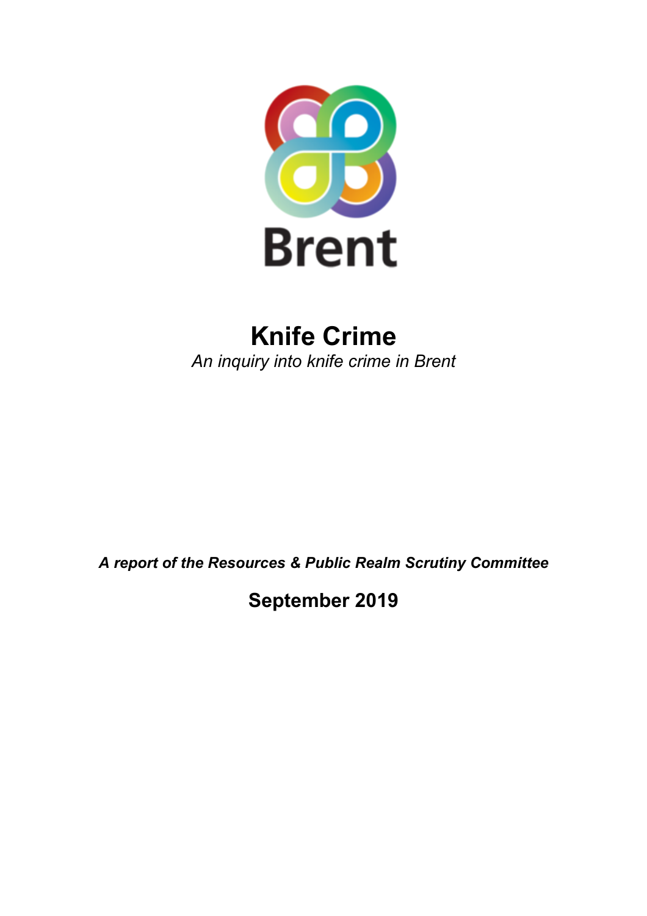Brent

# Knife Crime

*An inquiry into knife crime in Brent*

***A report of the Resources & Public Realm Scrutiny Committee***

**September 2019**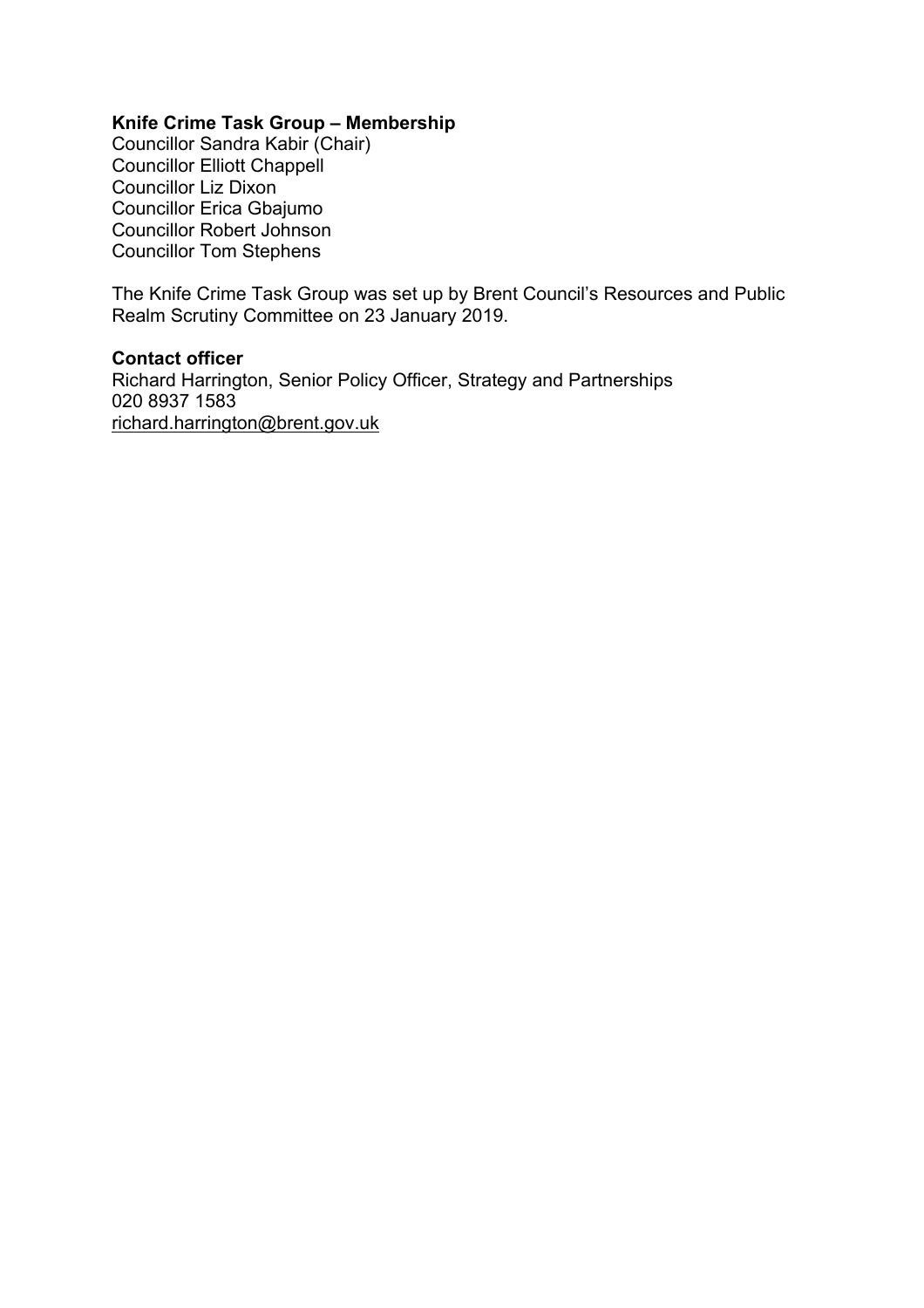**Knife Crime Task Group – Membership**

Councillor Sandra Kabir (Chair)
Councillor Elliott Chappell
Councillor Liz Dixon
Councillor Erica Gbajumo
Councillor Robert Johnson
Councillor Tom Stephens

The Knife Crime Task Group was set up by Brent Council's Resources and Public Realm Scrutiny Committee on 23 January 2019.

**Contact officer**

Richard Harrington, Senior Policy Officer, Strategy and Partnerships
020 8937 1583
richard.harrington@brent.gov.uk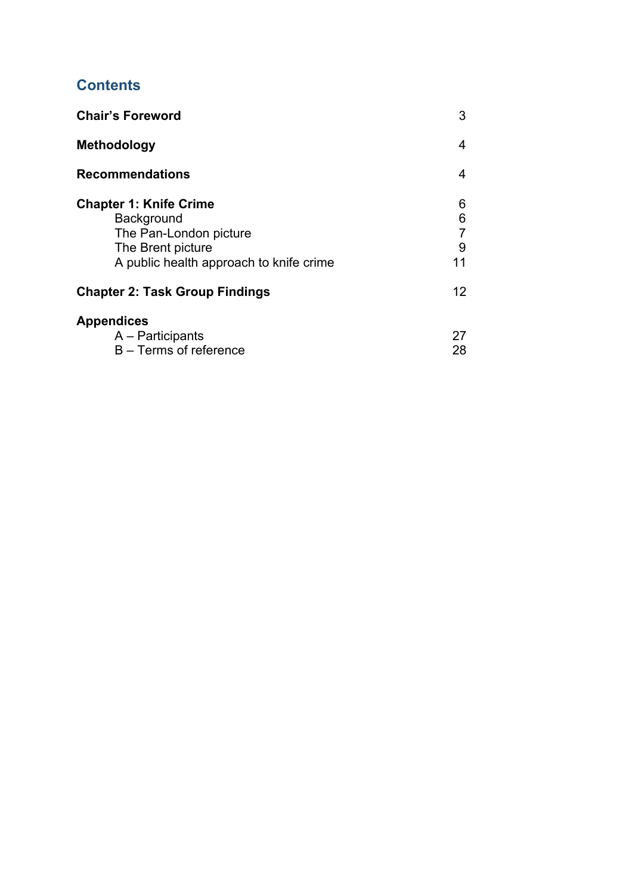## Contents

| | |
|---|---|
| **Chair's Foreword** | 3 |
| **Methodology** | 4 |
| **Recommendations** | 4 |
| **Chapter 1: Knife Crime** | 6 |
| Background | 6 |
| The Pan-London picture | 7 |
| The Brent picture | 9 |
| A public health approach to knife crime | 11 |
| **Chapter 2: Task Group Findings** | 12 |
| **Appendices** | |
| A – Participants | 27 |
| B – Terms of reference | 28 |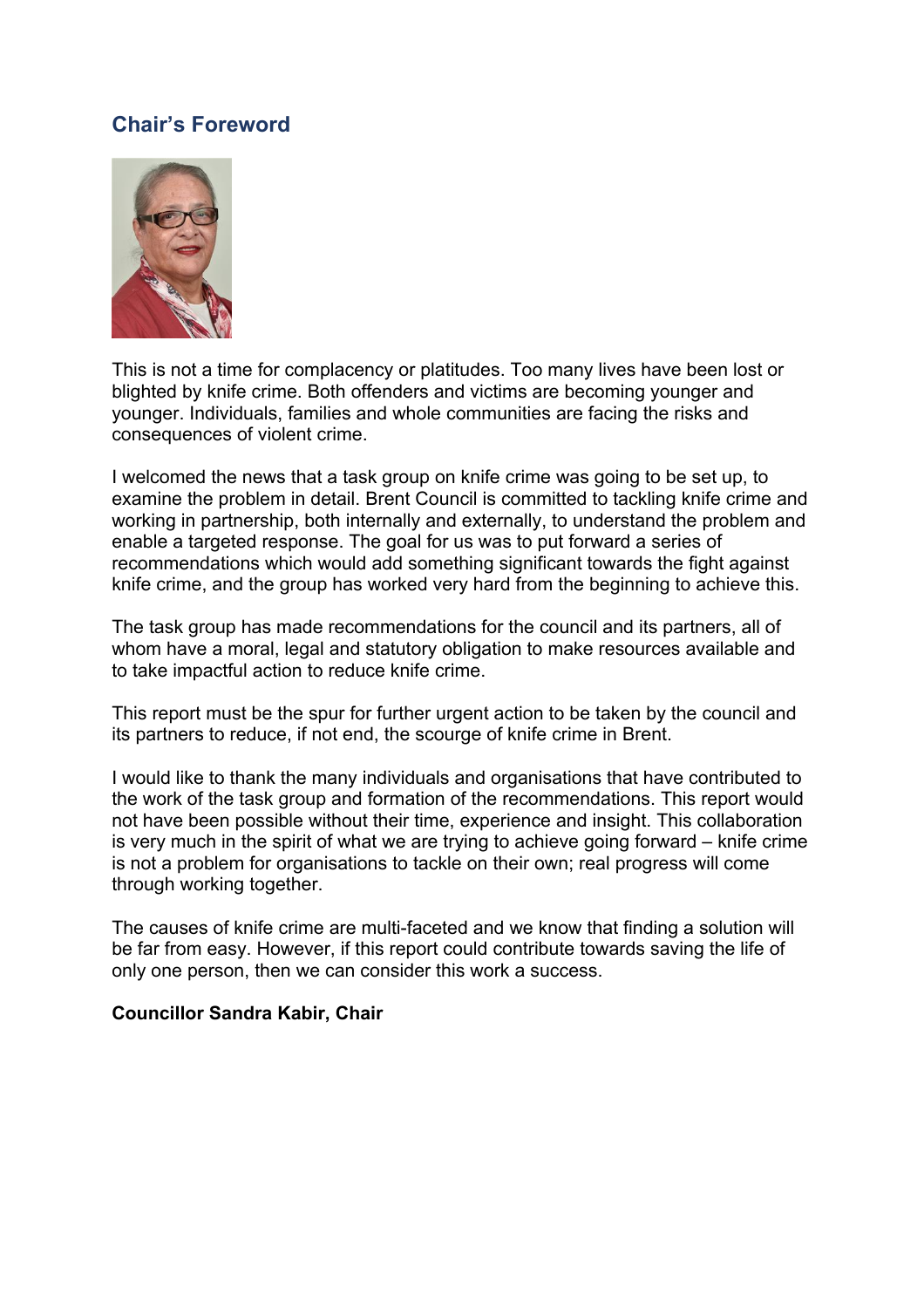## Chair's Foreword

This is not a time for complacency or platitudes. Too many lives have been lost or blighted by knife crime. Both offenders and victims are becoming younger and younger. Individuals, families and whole communities are facing the risks and consequences of violent crime.

I welcomed the news that a task group on knife crime was going to be set up, to examine the problem in detail. Brent Council is committed to tackling knife crime and working in partnership, both internally and externally, to understand the problem and enable a targeted response. The goal for us was to put forward a series of recommendations which would add something significant towards the fight against knife crime, and the group has worked very hard from the beginning to achieve this.

The task group has made recommendations for the council and its partners, all of whom have a moral, legal and statutory obligation to make resources available and to take impactful action to reduce knife crime.

This report must be the spur for further urgent action to be taken by the council and its partners to reduce, if not end, the scourge of knife crime in Brent.

I would like to thank the many individuals and organisations that have contributed to the work of the task group and formation of the recommendations. This report would not have been possible without their time, experience and insight. This collaboration is very much in the spirit of what we are trying to achieve going forward – knife crime is not a problem for organisations to tackle on their own; real progress will come through working together.

The causes of knife crime are multi-faceted and we know that finding a solution will be far from easy. However, if this report could contribute towards saving the life of only one person, then we can consider this work a success.

**Councillor Sandra Kabir, Chair**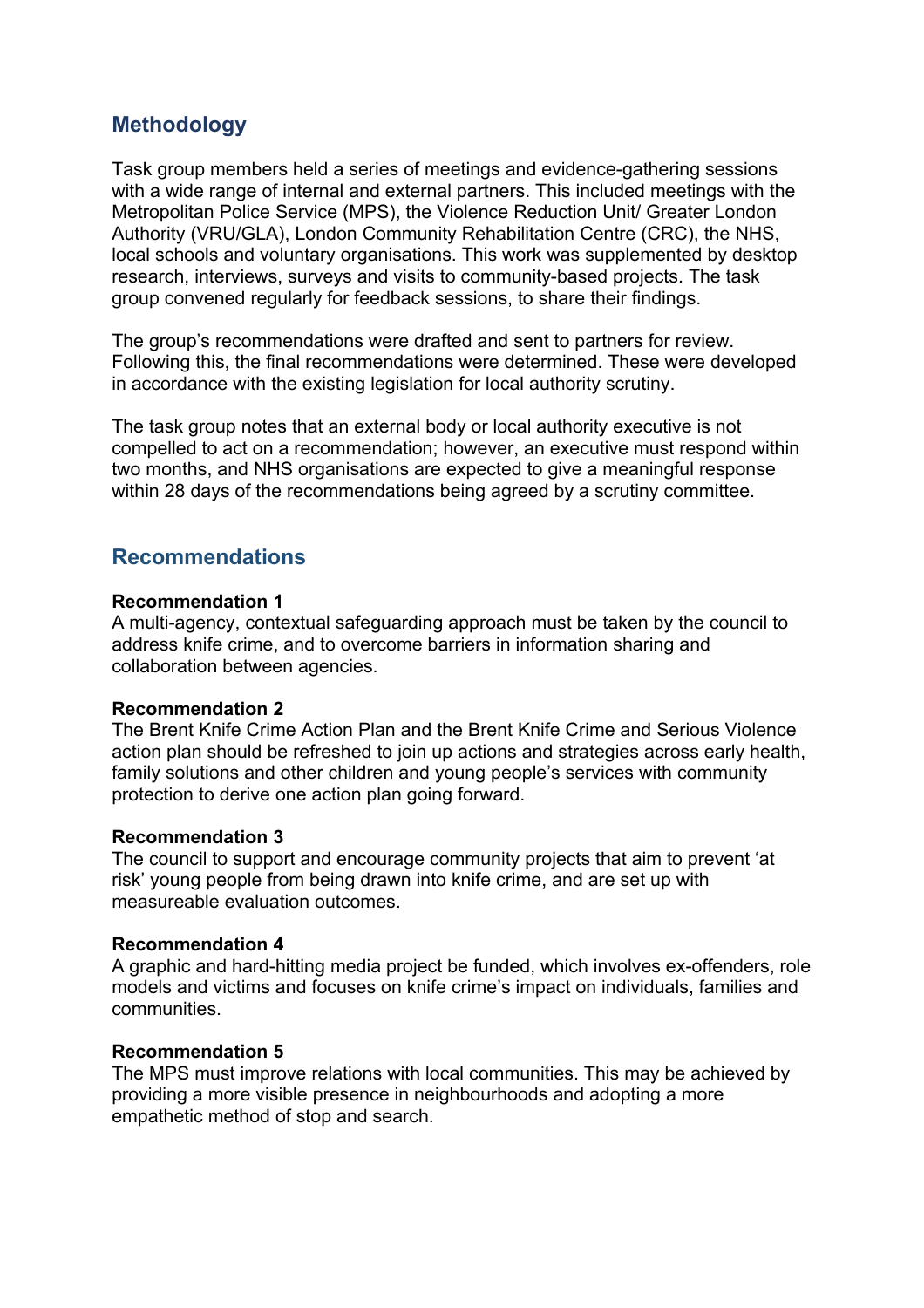## Methodology

Task group members held a series of meetings and evidence-gathering sessions with a wide range of internal and external partners. This included meetings with the Metropolitan Police Service (MPS), the Violence Reduction Unit/ Greater London Authority (VRU/GLA), London Community Rehabilitation Centre (CRC), the NHS, local schools and voluntary organisations. This work was supplemented by desktop research, interviews, surveys and visits to community-based projects. The task group convened regularly for feedback sessions, to share their findings.

The group's recommendations were drafted and sent to partners for review. Following this, the final recommendations were determined. These were developed in accordance with the existing legislation for local authority scrutiny.

The task group notes that an external body or local authority executive is not compelled to act on a recommendation; however, an executive must respond within two months, and NHS organisations are expected to give a meaningful response within 28 days of the recommendations being agreed by a scrutiny committee.

## Recommendations

**Recommendation 1**
A multi-agency, contextual safeguarding approach must be taken by the council to address knife crime, and to overcome barriers in information sharing and collaboration between agencies.

**Recommendation 2**
The Brent Knife Crime Action Plan and the Brent Knife Crime and Serious Violence action plan should be refreshed to join up actions and strategies across early health, family solutions and other children and young people's services with community protection to derive one action plan going forward.

**Recommendation 3**
The council to support and encourage community projects that aim to prevent 'at risk' young people from being drawn into knife crime, and are set up with measureable evaluation outcomes.

**Recommendation 4**
A graphic and hard-hitting media project be funded, which involves ex-offenders, role models and victims and focuses on knife crime's impact on individuals, families and communities.

**Recommendation 5**
The MPS must improve relations with local communities. This may be achieved by providing a more visible presence in neighbourhoods and adopting a more empathetic method of stop and search.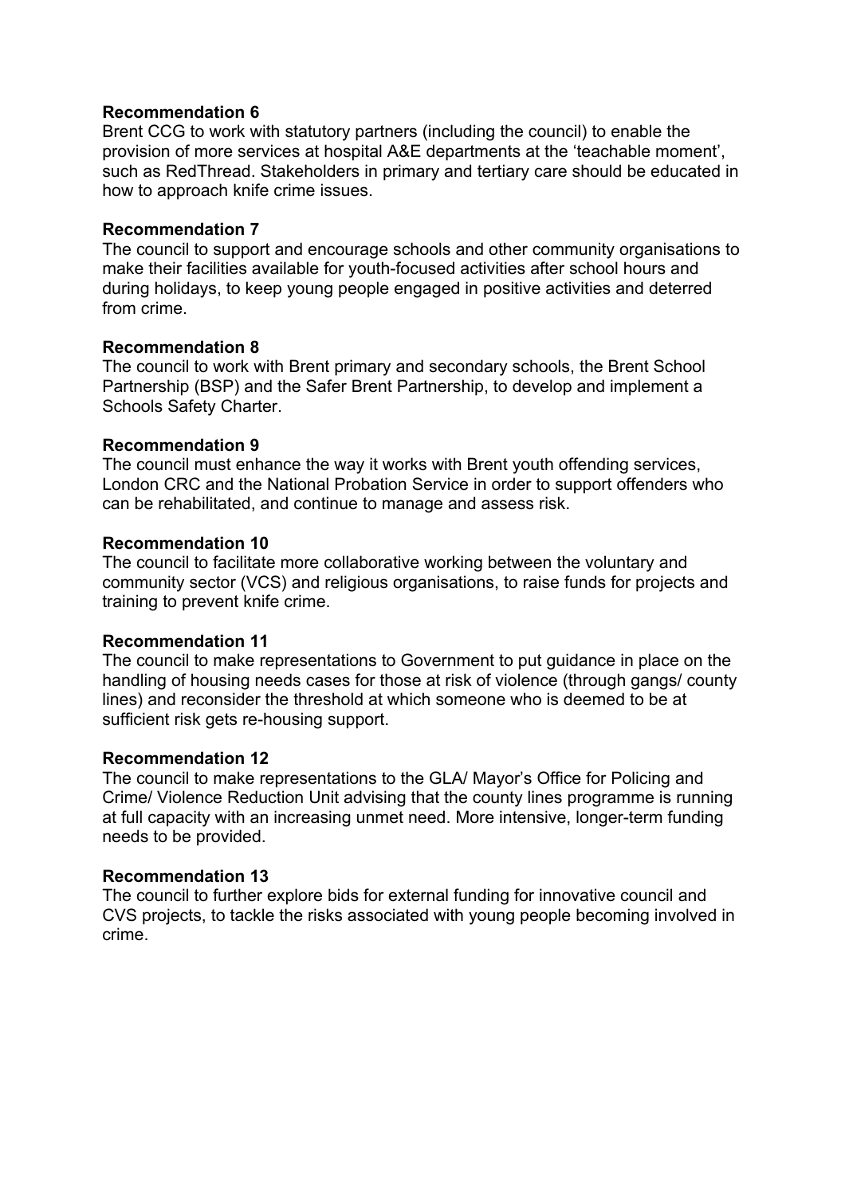**Recommendation 6**
Brent CCG to work with statutory partners (including the council) to enable the provision of more services at hospital A&E departments at the 'teachable moment', such as RedThread. Stakeholders in primary and tertiary care should be educated in how to approach knife crime issues.

**Recommendation 7**
The council to support and encourage schools and other community organisations to make their facilities available for youth-focused activities after school hours and during holidays, to keep young people engaged in positive activities and deterred from crime.

**Recommendation 8**
The council to work with Brent primary and secondary schools, the Brent School Partnership (BSP) and the Safer Brent Partnership, to develop and implement a Schools Safety Charter.

**Recommendation 9**
The council must enhance the way it works with Brent youth offending services, London CRC and the National Probation Service in order to support offenders who can be rehabilitated, and continue to manage and assess risk.

**Recommendation 10**
The council to facilitate more collaborative working between the voluntary and community sector (VCS) and religious organisations, to raise funds for projects and training to prevent knife crime.

**Recommendation 11**
The council to make representations to Government to put guidance in place on the handling of housing needs cases for those at risk of violence (through gangs/ county lines) and reconsider the threshold at which someone who is deemed to be at sufficient risk gets re-housing support.

**Recommendation 12**
The council to make representations to the GLA/ Mayor's Office for Policing and Crime/ Violence Reduction Unit advising that the county lines programme is running at full capacity with an increasing unmet need. More intensive, longer-term funding needs to be provided.

**Recommendation 13**
The council to further explore bids for external funding for innovative council and CVS projects, to tackle the risks associated with young people becoming involved in crime.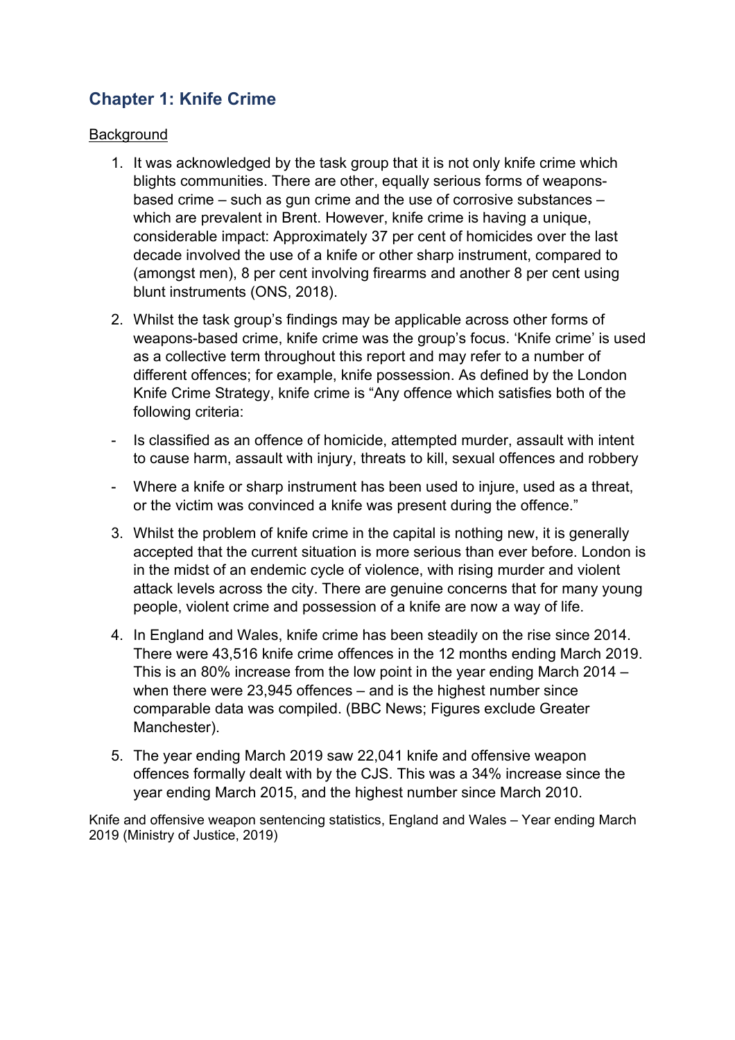## Chapter 1: Knife Crime

Background

1. It was acknowledged by the task group that it is not only knife crime which blights communities. There are other, equally serious forms of weapons-based crime – such as gun crime and the use of corrosive substances – which are prevalent in Brent. However, knife crime is having a unique, considerable impact: Approximately 37 per cent of homicides over the last decade involved the use of a knife or other sharp instrument, compared to (amongst men), 8 per cent involving firearms and another 8 per cent using blunt instruments (ONS, 2018).

2. Whilst the task group's findings may be applicable across other forms of weapons-based crime, knife crime was the group's focus. 'Knife crime' is used as a collective term throughout this report and may refer to a number of different offences; for example, knife possession. As defined by the London Knife Crime Strategy, knife crime is "Any offence which satisfies both of the following criteria:

- Is classified as an offence of homicide, attempted murder, assault with intent to cause harm, assault with injury, threats to kill, sexual offences and robbery
- Where a knife or sharp instrument has been used to injure, used as a threat, or the victim was convinced a knife was present during the offence."

3. Whilst the problem of knife crime in the capital is nothing new, it is generally accepted that the current situation is more serious than ever before. London is in the midst of an endemic cycle of violence, with rising murder and violent attack levels across the city. There are genuine concerns that for many young people, violent crime and possession of a knife are now a way of life.

4. In England and Wales, knife crime has been steadily on the rise since 2014. There were 43,516 knife crime offences in the 12 months ending March 2019. This is an 80% increase from the low point in the year ending March 2014 – when there were 23,945 offences – and is the highest number since comparable data was compiled. (BBC News; Figures exclude Greater Manchester).

5. The year ending March 2019 saw 22,041 knife and offensive weapon offences formally dealt with by the CJS. This was a 34% increase since the year ending March 2015, and the highest number since March 2010.

Knife and offensive weapon sentencing statistics, England and Wales – Year ending March 2019 (Ministry of Justice, 2019)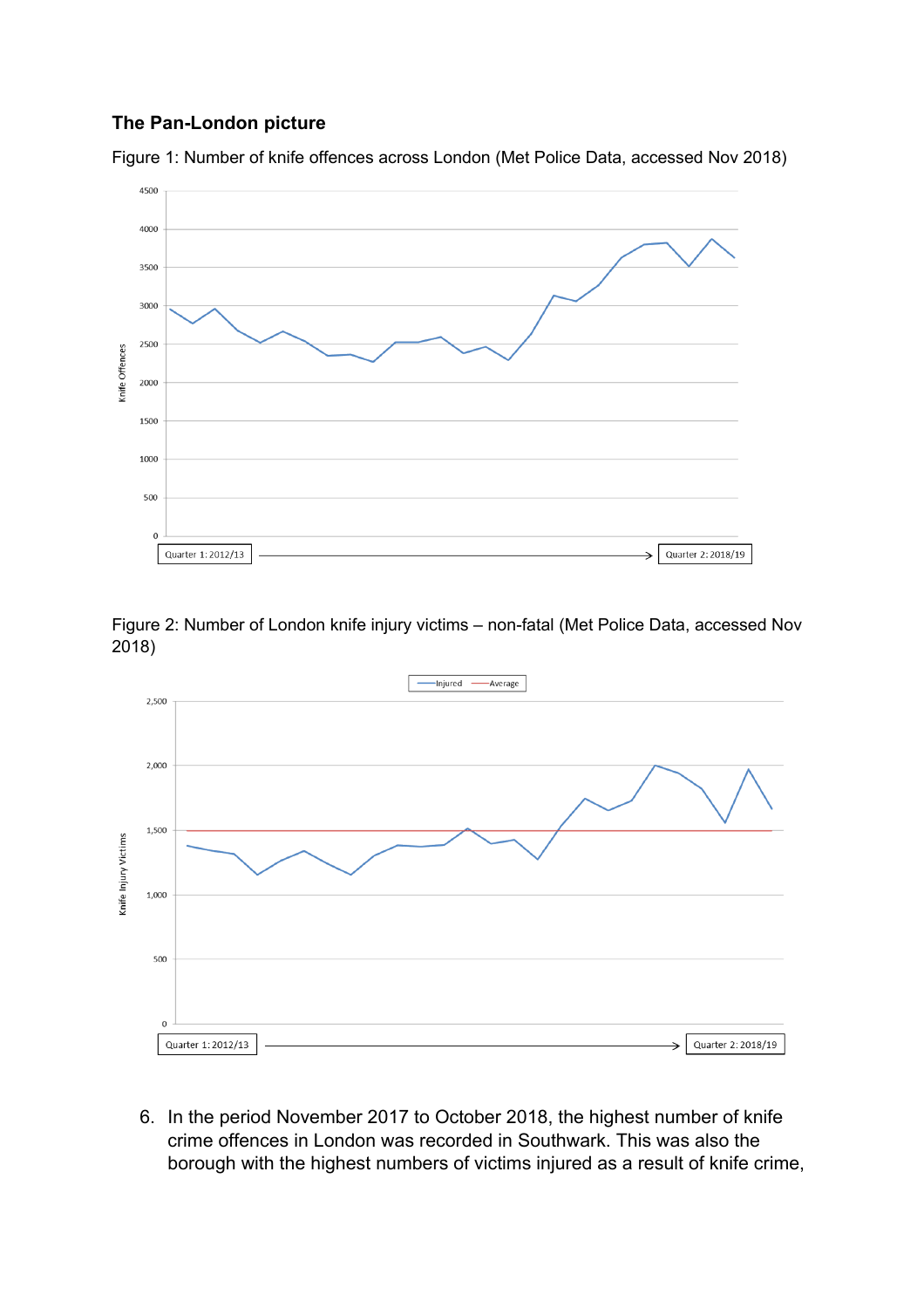### The Pan-London picture

Figure 1: Number of knife offences across London (Met Police Data, accessed Nov 2018)

Figure 2: Number of London knife injury victims – non-fatal (Met Police Data, accessed Nov 2018)

6. In the period November 2017 to October 2018, the highest number of knife crime offences in London was recorded in Southwark. This was also the borough with the highest numbers of victims injured as a result of knife crime,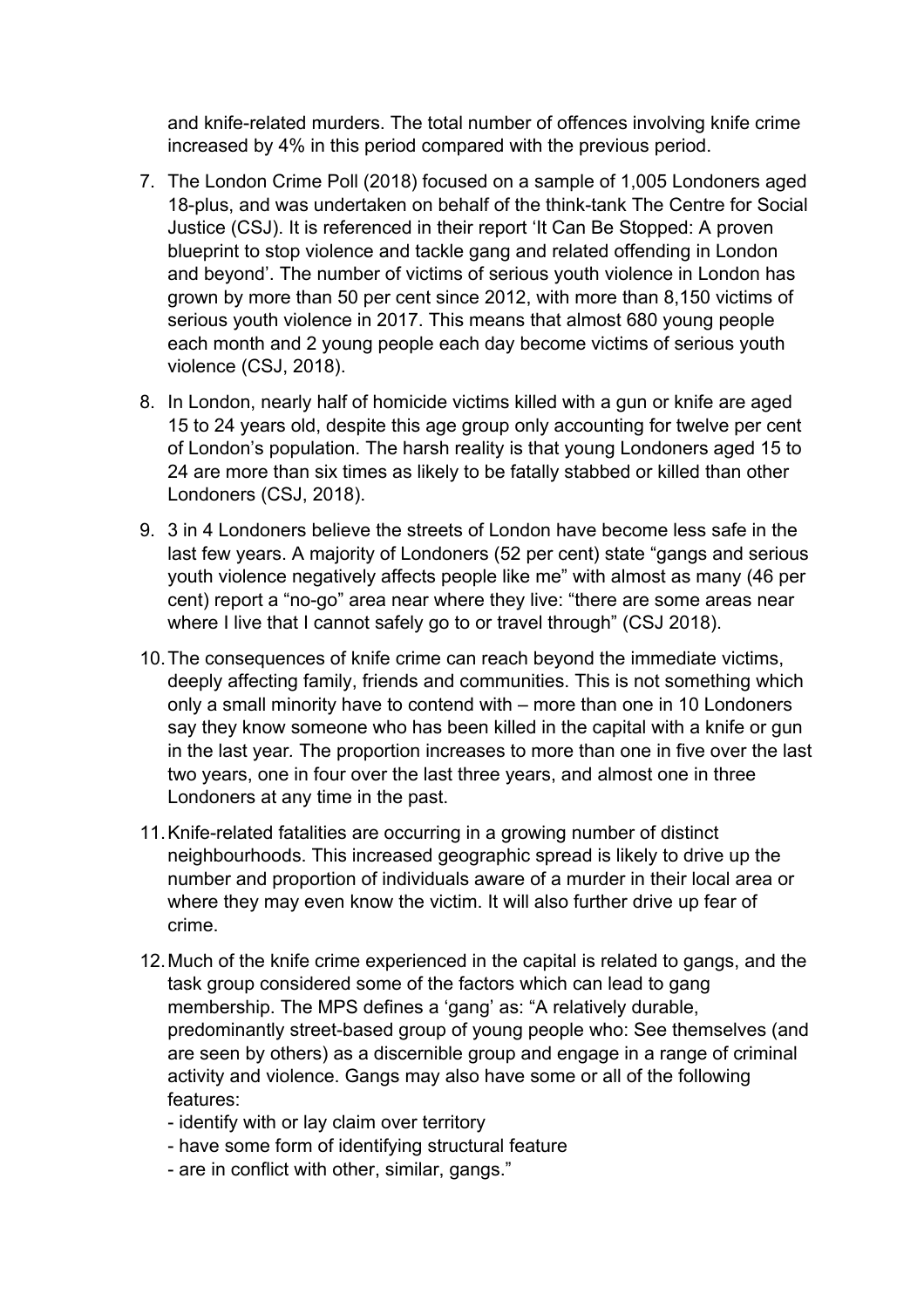and knife-related murders. The total number of offences involving knife crime increased by 4% in this period compared with the previous period.

7. The London Crime Poll (2018) focused on a sample of 1,005 Londoners aged 18-plus, and was undertaken on behalf of the think-tank The Centre for Social Justice (CSJ). It is referenced in their report 'It Can Be Stopped: A proven blueprint to stop violence and tackle gang and related offending in London and beyond'. The number of victims of serious youth violence in London has grown by more than 50 per cent since 2012, with more than 8,150 victims of serious youth violence in 2017. This means that almost 680 young people each month and 2 young people each day become victims of serious youth violence (CSJ, 2018).

8. In London, nearly half of homicide victims killed with a gun or knife are aged 15 to 24 years old, despite this age group only accounting for twelve per cent of London's population. The harsh reality is that young Londoners aged 15 to 24 are more than six times as likely to be fatally stabbed or killed than other Londoners (CSJ, 2018).

9. 3 in 4 Londoners believe the streets of London have become less safe in the last few years. A majority of Londoners (52 per cent) state "gangs and serious youth violence negatively affects people like me" with almost as many (46 per cent) report a "no-go" area near where they live: "there are some areas near where I live that I cannot safely go to or travel through" (CSJ 2018).

10. The consequences of knife crime can reach beyond the immediate victims, deeply affecting family, friends and communities. This is not something which only a small minority have to contend with – more than one in 10 Londoners say they know someone who has been killed in the capital with a knife or gun in the last year. The proportion increases to more than one in five over the last two years, one in four over the last three years, and almost one in three Londoners at any time in the past.

11. Knife-related fatalities are occurring in a growing number of distinct neighbourhoods. This increased geographic spread is likely to drive up the number and proportion of individuals aware of a murder in their local area or where they may even know the victim. It will also further drive up fear of crime.

12. Much of the knife crime experienced in the capital is related to gangs, and the task group considered some of the factors which can lead to gang membership. The MPS defines a 'gang' as: "A relatively durable, predominantly street-based group of young people who: See themselves (and are seen by others) as a discernible group and engage in a range of criminal activity and violence. Gangs may also have some or all of the following features:
    - identify with or lay claim over territory
    - have some form of identifying structural feature
    - are in conflict with other, similar, gangs."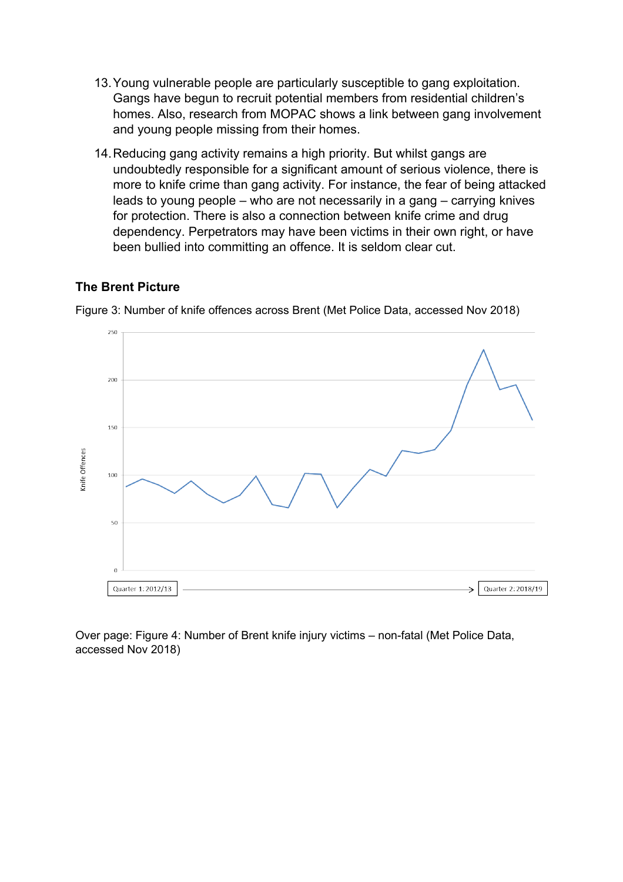13. Young vulnerable people are particularly susceptible to gang exploitation. Gangs have begun to recruit potential members from residential children's homes. Also, research from MOPAC shows a link between gang involvement and young people missing from their homes.

14. Reducing gang activity remains a high priority. But whilst gangs are undoubtedly responsible for a significant amount of serious violence, there is more to knife crime than gang activity. For instance, the fear of being attacked leads to young people – who are not necessarily in a gang – carrying knives for protection. There is also a connection between knife crime and drug dependency. Perpetrators may have been victims in their own right, or have been bullied into committing an offence. It is seldom clear cut.

### The Brent Picture

Figure 3: Number of knife offences across Brent (Met Police Data, accessed Nov 2018)

Over page: Figure 4: Number of Brent knife injury victims – non-fatal (Met Police Data, accessed Nov 2018)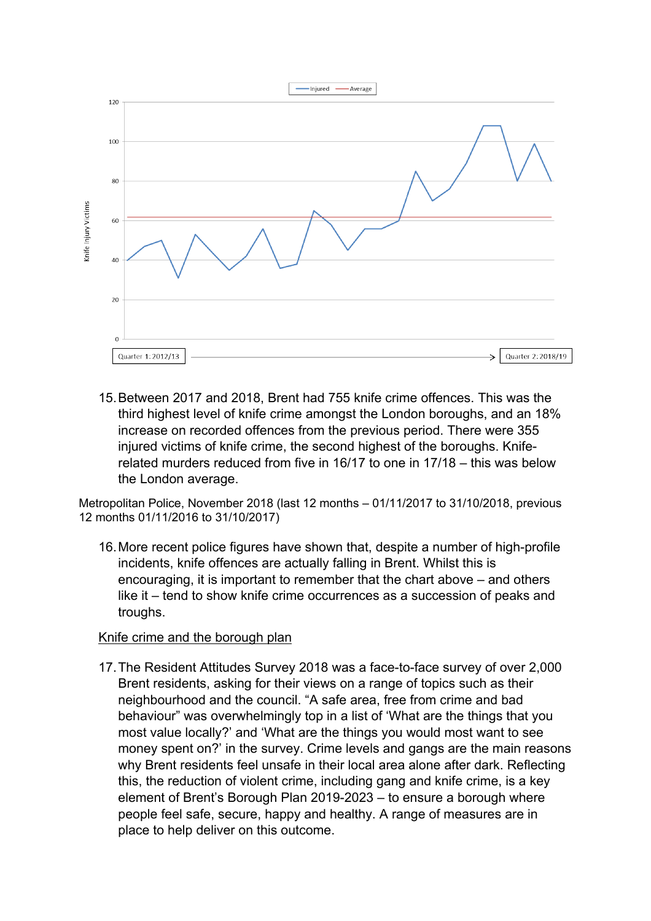15. Between 2017 and 2018, Brent had 755 knife crime offences. This was the third highest level of knife crime amongst the London boroughs, and an 18% increase on recorded offences from the previous period. There were 355 injured victims of knife crime, the second highest of the boroughs. Knife-related murders reduced from five in 16/17 to one in 17/18 – this was below the London average.

Metropolitan Police, November 2018 (last 12 months – 01/11/2017 to 31/10/2018, previous 12 months 01/11/2016 to 31/10/2017)

16. More recent police figures have shown that, despite a number of high-profile incidents, knife offences are actually falling in Brent. Whilst this is encouraging, it is important to remember that the chart above – and others like it – tend to show knife crime occurrences as a succession of peaks and troughs.

<u>Knife crime and the borough plan</u>

17. The Resident Attitudes Survey 2018 was a face-to-face survey of over 2,000 Brent residents, asking for their views on a range of topics such as their neighbourhood and the council. "A safe area, free from crime and bad behaviour" was overwhelmingly top in a list of 'What are the things that you most value locally?' and 'What are the things you would most want to see money spent on?' in the survey. Crime levels and gangs are the main reasons why Brent residents feel unsafe in their local area alone after dark. Reflecting this, the reduction of violent crime, including gang and knife crime, is a key element of Brent's Borough Plan 2019-2023 – to ensure a borough where people feel safe, secure, happy and healthy. A range of measures are in place to help deliver on this outcome.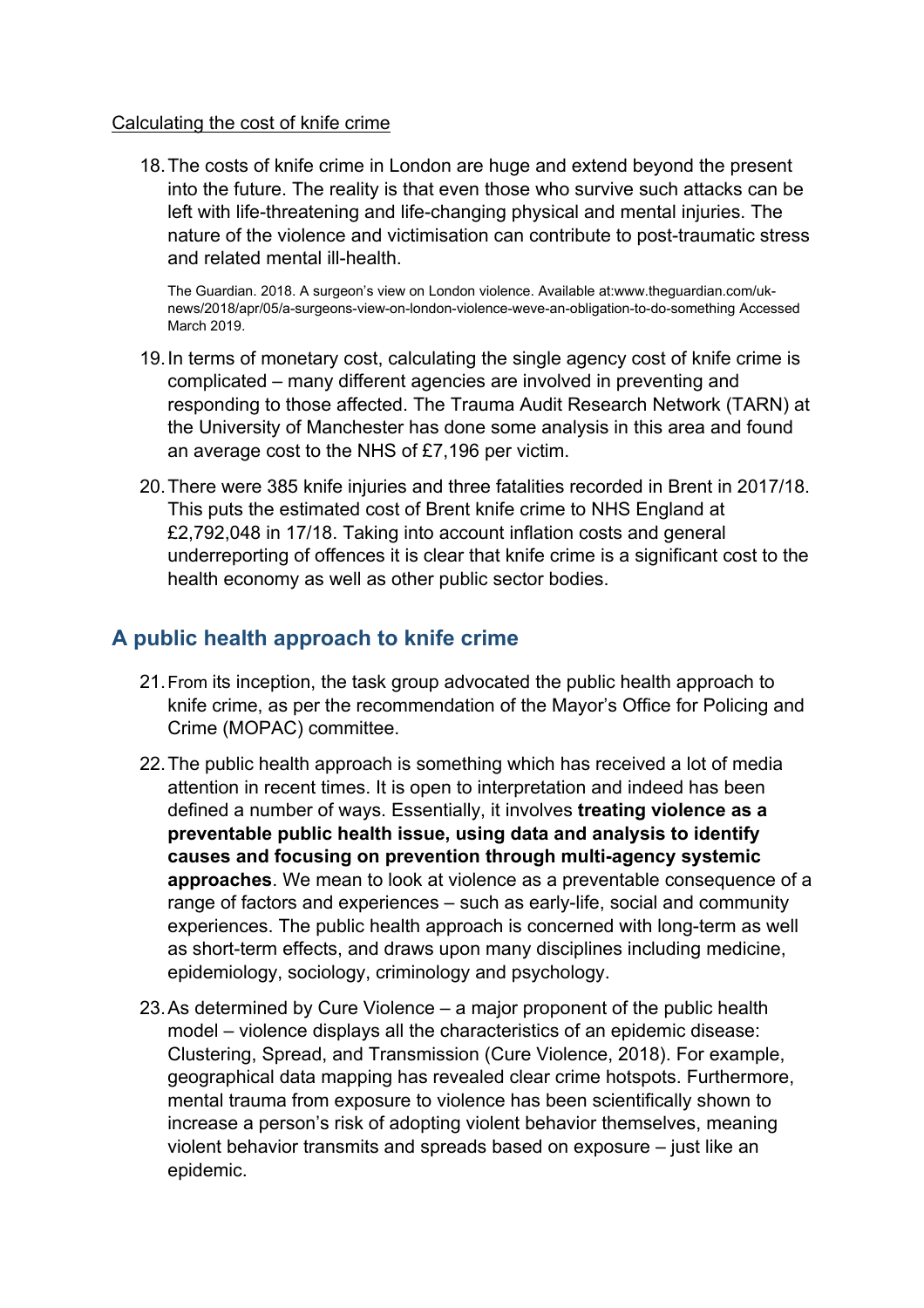Calculating the cost of knife crime

18. The costs of knife crime in London are huge and extend beyond the present into the future. The reality is that even those who survive such attacks can be left with life-threatening and life-changing physical and mental injuries. The nature of the violence and victimisation can contribute to post-traumatic stress and related mental ill-health.

    The Guardian. 2018. A surgeon's view on London violence. Available at:www.theguardian.com/uk-news/2018/apr/05/a-surgeons-view-on-london-violence-weve-an-obligation-to-do-something Accessed March 2019.

19. In terms of monetary cost, calculating the single agency cost of knife crime is complicated – many different agencies are involved in preventing and responding to those affected. The Trauma Audit Research Network (TARN) at the University of Manchester has done some analysis in this area and found an average cost to the NHS of £7,196 per victim.

20. There were 385 knife injuries and three fatalities recorded in Brent in 2017/18. This puts the estimated cost of Brent knife crime to NHS England at £2,792,048 in 17/18. Taking into account inflation costs and general underreporting of offences it is clear that knife crime is a significant cost to the health economy as well as other public sector bodies.

## A public health approach to knife crime

21. From its inception, the task group advocated the public health approach to knife crime, as per the recommendation of the Mayor's Office for Policing and Crime (MOPAC) committee.

22. The public health approach is something which has received a lot of media attention in recent times. It is open to interpretation and indeed has been defined a number of ways. Essentially, it involves **treating violence as a preventable public health issue, using data and analysis to identify causes and focusing on prevention through multi-agency systemic approaches**. We mean to look at violence as a preventable consequence of a range of factors and experiences – such as early-life, social and community experiences. The public health approach is concerned with long-term as well as short-term effects, and draws upon many disciplines including medicine, epidemiology, sociology, criminology and psychology.

23. As determined by Cure Violence – a major proponent of the public health model – violence displays all the characteristics of an epidemic disease: Clustering, Spread, and Transmission (Cure Violence, 2018). For example, geographical data mapping has revealed clear crime hotspots. Furthermore, mental trauma from exposure to violence has been scientifically shown to increase a person's risk of adopting violent behavior themselves, meaning violent behavior transmits and spreads based on exposure – just like an epidemic.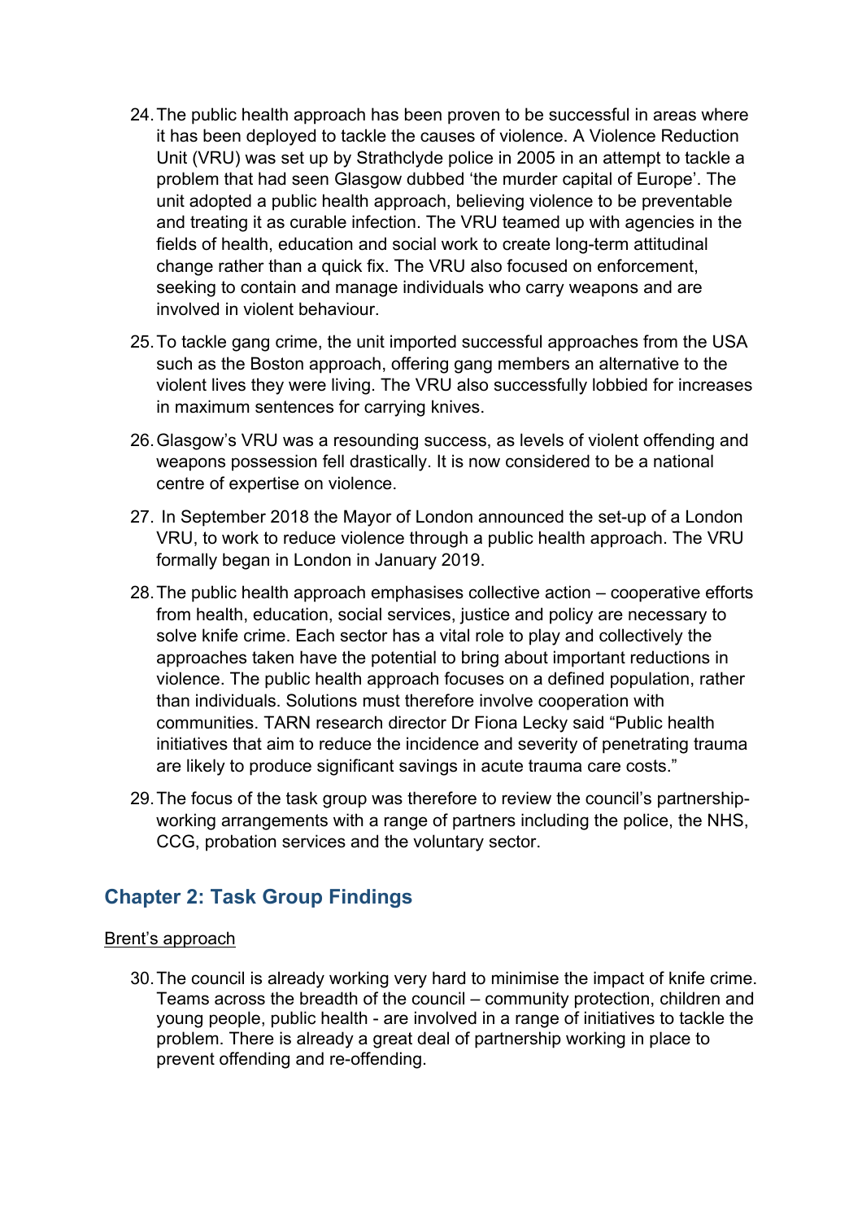24. The public health approach has been proven to be successful in areas where it has been deployed to tackle the causes of violence. A Violence Reduction Unit (VRU) was set up by Strathclyde police in 2005 in an attempt to tackle a problem that had seen Glasgow dubbed 'the murder capital of Europe'. The unit adopted a public health approach, believing violence to be preventable and treating it as curable infection. The VRU teamed up with agencies in the fields of health, education and social work to create long-term attitudinal change rather than a quick fix. The VRU also focused on enforcement, seeking to contain and manage individuals who carry weapons and are involved in violent behaviour.

25. To tackle gang crime, the unit imported successful approaches from the USA such as the Boston approach, offering gang members an alternative to the violent lives they were living. The VRU also successfully lobbied for increases in maximum sentences for carrying knives.

26. Glasgow's VRU was a resounding success, as levels of violent offending and weapons possession fell drastically. It is now considered to be a national centre of expertise on violence.

27. In September 2018 the Mayor of London announced the set-up of a London VRU, to work to reduce violence through a public health approach. The VRU formally began in London in January 2019.

28. The public health approach emphasises collective action – cooperative efforts from health, education, social services, justice and policy are necessary to solve knife crime. Each sector has a vital role to play and collectively the approaches taken have the potential to bring about important reductions in violence. The public health approach focuses on a defined population, rather than individuals. Solutions must therefore involve cooperation with communities. TARN research director Dr Fiona Lecky said "Public health initiatives that aim to reduce the incidence and severity of penetrating trauma are likely to produce significant savings in acute trauma care costs."

29. The focus of the task group was therefore to review the council's partnership-working arrangements with a range of partners including the police, the NHS, CCG, probation services and the voluntary sector.

## Chapter 2: Task Group Findings

<u>Brent's approach</u>

30. The council is already working very hard to minimise the impact of knife crime. Teams across the breadth of the council – community protection, children and young people, public health - are involved in a range of initiatives to tackle the problem. There is already a great deal of partnership working in place to prevent offending and re-offending.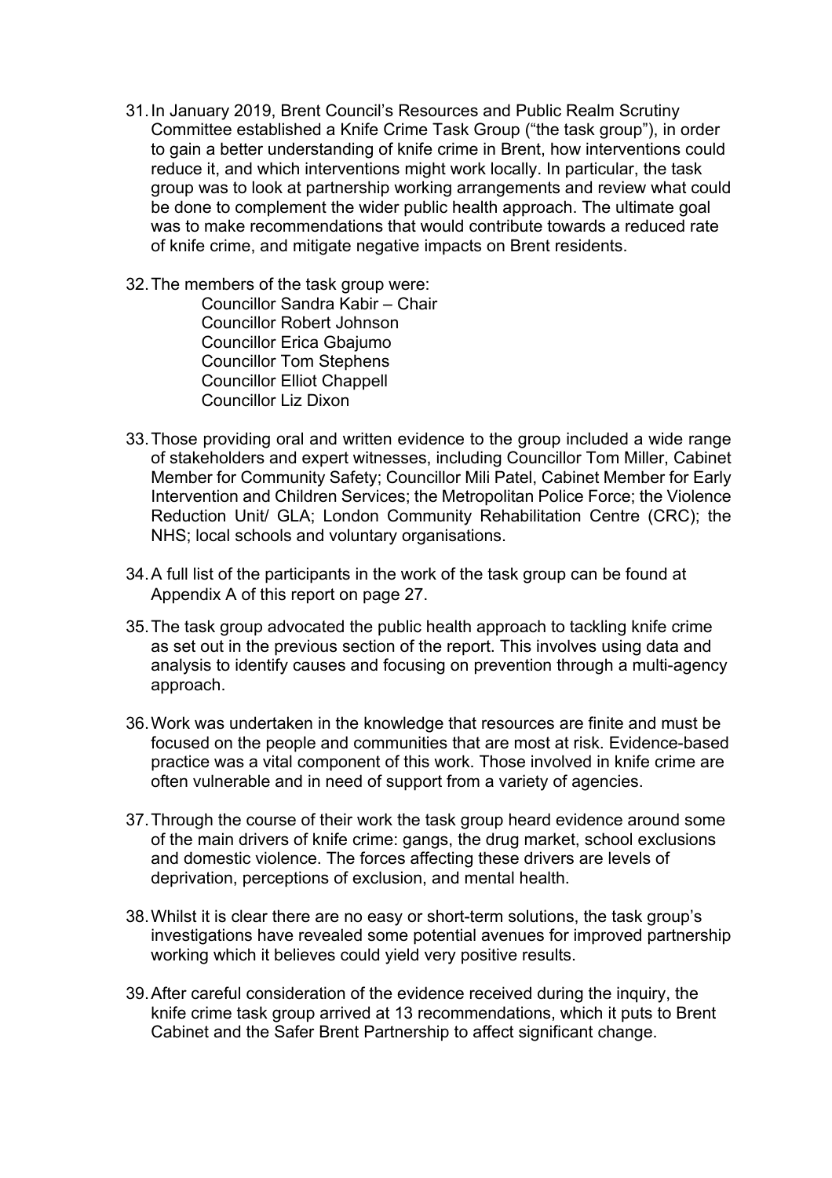31. In January 2019, Brent Council's Resources and Public Realm Scrutiny Committee established a Knife Crime Task Group ("the task group"), in order to gain a better understanding of knife crime in Brent, how interventions could reduce it, and which interventions might work locally. In particular, the task group was to look at partnership working arrangements and review what could be done to complement the wider public health approach. The ultimate goal was to make recommendations that would contribute towards a reduced rate of knife crime, and mitigate negative impacts on Brent residents.

32. The members of the task group were:

    Councillor Sandra Kabir – Chair
    Councillor Robert Johnson
    Councillor Erica Gbajumo
    Councillor Tom Stephens
    Councillor Elliot Chappell
    Councillor Liz Dixon

33. Those providing oral and written evidence to the group included a wide range of stakeholders and expert witnesses, including Councillor Tom Miller, Cabinet Member for Community Safety; Councillor Mili Patel, Cabinet Member for Early Intervention and Children Services; the Metropolitan Police Force; the Violence Reduction Unit/ GLA; London Community Rehabilitation Centre (CRC); the NHS; local schools and voluntary organisations.

34. A full list of the participants in the work of the task group can be found at Appendix A of this report on page 27.

35. The task group advocated the public health approach to tackling knife crime as set out in the previous section of the report. This involves using data and analysis to identify causes and focusing on prevention through a multi-agency approach.

36. Work was undertaken in the knowledge that resources are finite and must be focused on the people and communities that are most at risk. Evidence-based practice was a vital component of this work. Those involved in knife crime are often vulnerable and in need of support from a variety of agencies.

37. Through the course of their work the task group heard evidence around some of the main drivers of knife crime: gangs, the drug market, school exclusions and domestic violence. The forces affecting these drivers are levels of deprivation, perceptions of exclusion, and mental health.

38. Whilst it is clear there are no easy or short-term solutions, the task group's investigations have revealed some potential avenues for improved partnership working which it believes could yield very positive results.

39. After careful consideration of the evidence received during the inquiry, the knife crime task group arrived at 13 recommendations, which it puts to Brent Cabinet and the Safer Brent Partnership to affect significant change.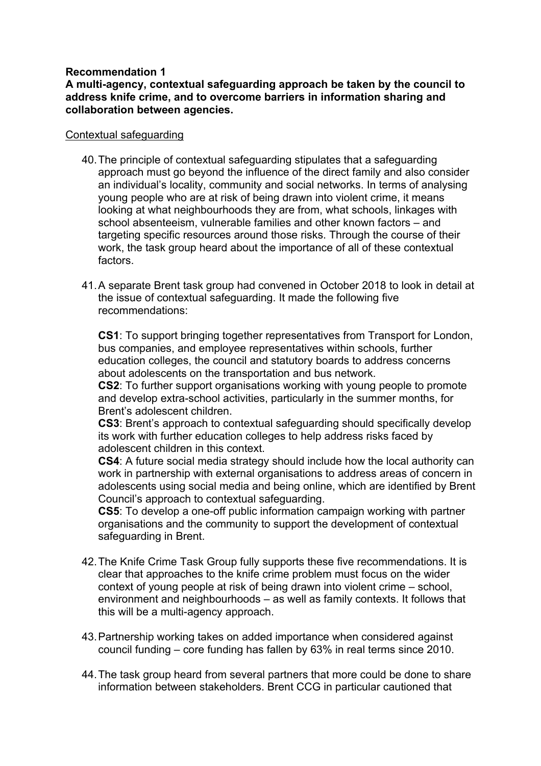**Recommendation 1**
**A multi-agency, contextual safeguarding approach be taken by the council to address knife crime, and to overcome barriers in information sharing and collaboration between agencies.**

Contextual safeguarding

40. The principle of contextual safeguarding stipulates that a safeguarding approach must go beyond the influence of the direct family and also consider an individual's locality, community and social networks. In terms of analysing young people who are at risk of being drawn into violent crime, it means looking at what neighbourhoods they are from, what schools, linkages with school absenteeism, vulnerable families and other known factors – and targeting specific resources around those risks. Through the course of their work, the task group heard about the importance of all of these contextual factors.

41. A separate Brent task group had convened in October 2018 to look in detail at the issue of contextual safeguarding. It made the following five recommendations:

    **CS1**: To support bringing together representatives from Transport for London, bus companies, and employee representatives within schools, further education colleges, the council and statutory boards to address concerns about adolescents on the transportation and bus network.
    **CS2**: To further support organisations working with young people to promote and develop extra-school activities, particularly in the summer months, for Brent's adolescent children.
    **CS3**: Brent's approach to contextual safeguarding should specifically develop its work with further education colleges to help address risks faced by adolescent children in this context.
    **CS4**: A future social media strategy should include how the local authority can work in partnership with external organisations to address areas of concern in adolescents using social media and being online, which are identified by Brent Council's approach to contextual safeguarding.
    **CS5**: To develop a one-off public information campaign working with partner organisations and the community to support the development of contextual safeguarding in Brent.

42. The Knife Crime Task Group fully supports these five recommendations. It is clear that approaches to the knife crime problem must focus on the wider context of young people at risk of being drawn into violent crime – school, environment and neighbourhoods – as well as family contexts. It follows that this will be a multi-agency approach.

43. Partnership working takes on added importance when considered against council funding – core funding has fallen by 63% in real terms since 2010.

44. The task group heard from several partners that more could be done to share information between stakeholders. Brent CCG in particular cautioned that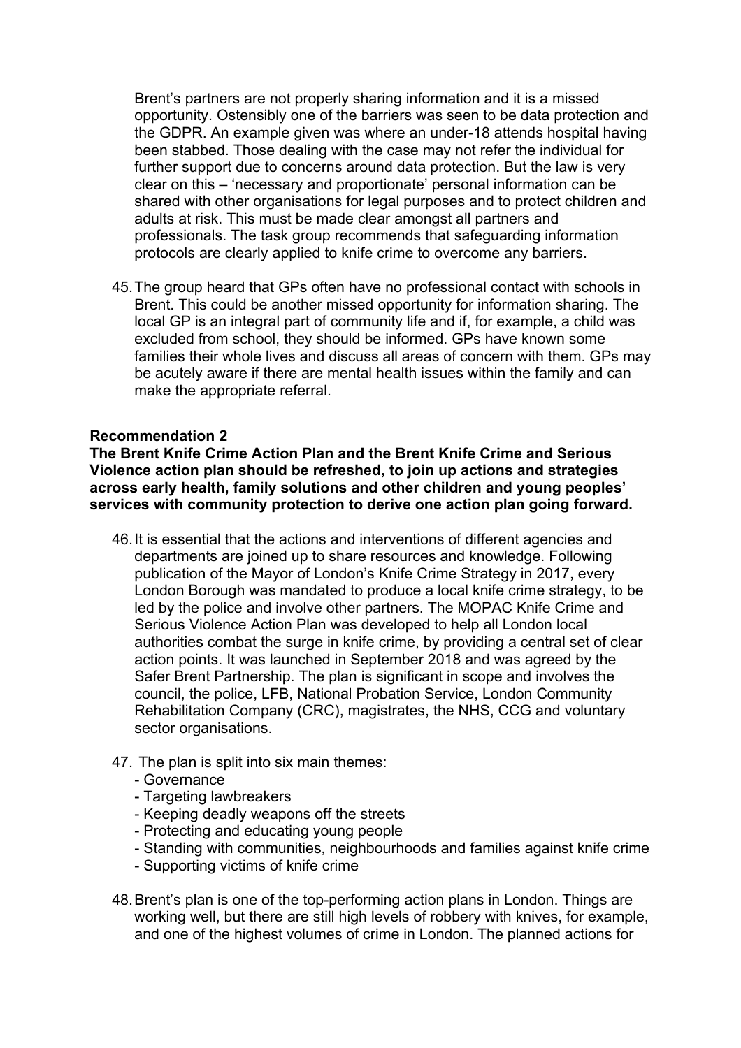Brent's partners are not properly sharing information and it is a missed opportunity. Ostensibly one of the barriers was seen to be data protection and the GDPR. An example given was where an under-18 attends hospital having been stabbed. Those dealing with the case may not refer the individual for further support due to concerns around data protection. But the law is very clear on this – 'necessary and proportionate' personal information can be shared with other organisations for legal purposes and to protect children and adults at risk. This must be made clear amongst all partners and professionals. The task group recommends that safeguarding information protocols are clearly applied to knife crime to overcome any barriers.

45. The group heard that GPs often have no professional contact with schools in Brent. This could be another missed opportunity for information sharing. The local GP is an integral part of community life and if, for example, a child was excluded from school, they should be informed. GPs have known some families their whole lives and discuss all areas of concern with them. GPs may be acutely aware if there are mental health issues within the family and can make the appropriate referral.

**Recommendation 2**
**The Brent Knife Crime Action Plan and the Brent Knife Crime and Serious Violence action plan should be refreshed, to join up actions and strategies across early health, family solutions and other children and young peoples' services with community protection to derive one action plan going forward.**

46. It is essential that the actions and interventions of different agencies and departments are joined up to share resources and knowledge. Following publication of the Mayor of London's Knife Crime Strategy in 2017, every London Borough was mandated to produce a local knife crime strategy, to be led by the police and involve other partners. The MOPAC Knife Crime and Serious Violence Action Plan was developed to help all London local authorities combat the surge in knife crime, by providing a central set of clear action points. It was launched in September 2018 and was agreed by the Safer Brent Partnership. The plan is significant in scope and involves the council, the police, LFB, National Probation Service, London Community Rehabilitation Company (CRC), magistrates, the NHS, CCG and voluntary sector organisations.

47. The plan is split into six main themes:
    - Governance
    - Targeting lawbreakers
    - Keeping deadly weapons off the streets
    - Protecting and educating young people
    - Standing with communities, neighbourhoods and families against knife crime
    - Supporting victims of knife crime

48. Brent's plan is one of the top-performing action plans in London. Things are working well, but there are still high levels of robbery with knives, for example, and one of the highest volumes of crime in London. The planned actions for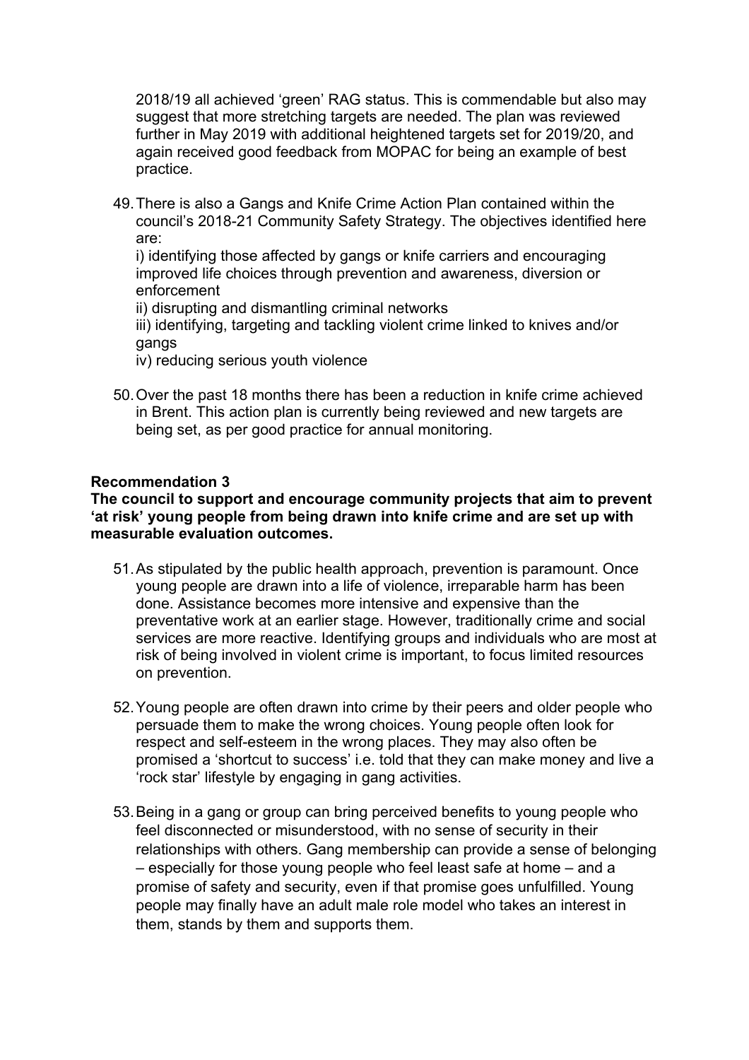2018/19 all achieved 'green' RAG status. This is commendable but also may suggest that more stretching targets are needed. The plan was reviewed further in May 2019 with additional heightened targets set for 2019/20, and again received good feedback from MOPAC for being an example of best practice.

49. There is also a Gangs and Knife Crime Action Plan contained within the council's 2018-21 Community Safety Strategy. The objectives identified here are:
    i) identifying those affected by gangs or knife carriers and encouraging improved life choices through prevention and awareness, diversion or enforcement
    ii) disrupting and dismantling criminal networks
    iii) identifying, targeting and tackling violent crime linked to knives and/or gangs
    iv) reducing serious youth violence

50. Over the past 18 months there has been a reduction in knife crime achieved in Brent. This action plan is currently being reviewed and new targets are being set, as per good practice for annual monitoring.

**Recommendation 3**
**The council to support and encourage community projects that aim to prevent 'at risk' young people from being drawn into knife crime and are set up with measurable evaluation outcomes.**

51. As stipulated by the public health approach, prevention is paramount. Once young people are drawn into a life of violence, irreparable harm has been done. Assistance becomes more intensive and expensive than the preventative work at an earlier stage. However, traditionally crime and social services are more reactive. Identifying groups and individuals who are most at risk of being involved in violent crime is important, to focus limited resources on prevention.

52. Young people are often drawn into crime by their peers and older people who persuade them to make the wrong choices. Young people often look for respect and self-esteem in the wrong places. They may also often be promised a 'shortcut to success' i.e. told that they can make money and live a 'rock star' lifestyle by engaging in gang activities.

53. Being in a gang or group can bring perceived benefits to young people who feel disconnected or misunderstood, with no sense of security in their relationships with others. Gang membership can provide a sense of belonging – especially for those young people who feel least safe at home – and a promise of safety and security, even if that promise goes unfulfilled. Young people may finally have an adult male role model who takes an interest in them, stands by them and supports them.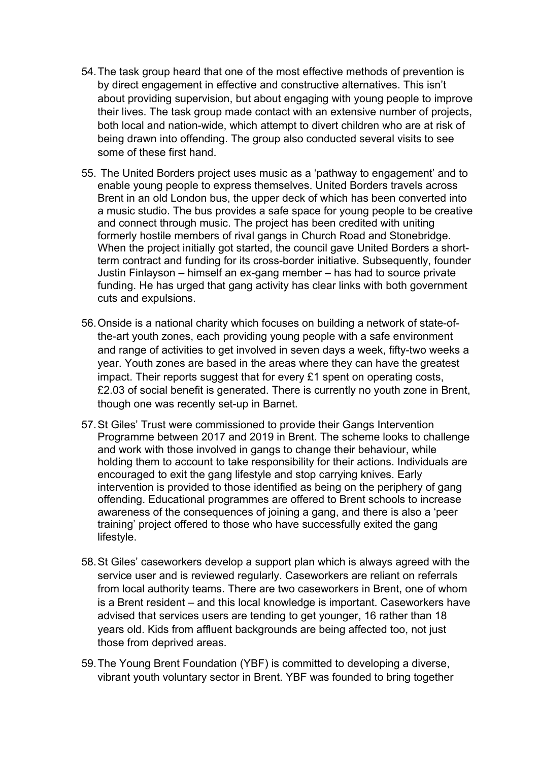54. The task group heard that one of the most effective methods of prevention is by direct engagement in effective and constructive alternatives. This isn't about providing supervision, but about engaging with young people to improve their lives. The task group made contact with an extensive number of projects, both local and nation-wide, which attempt to divert children who are at risk of being drawn into offending. The group also conducted several visits to see some of these first hand.

55. The United Borders project uses music as a 'pathway to engagement' and to enable young people to express themselves. United Borders travels across Brent in an old London bus, the upper deck of which has been converted into a music studio. The bus provides a safe space for young people to be creative and connect through music. The project has been credited with uniting formerly hostile members of rival gangs in Church Road and Stonebridge. When the project initially got started, the council gave United Borders a short-term contract and funding for its cross-border initiative. Subsequently, founder Justin Finlayson – himself an ex-gang member – has had to source private funding. He has urged that gang activity has clear links with both government cuts and expulsions.

56. Onside is a national charity which focuses on building a network of state-of-the-art youth zones, each providing young people with a safe environment and range of activities to get involved in seven days a week, fifty-two weeks a year. Youth zones are based in the areas where they can have the greatest impact. Their reports suggest that for every £1 spent on operating costs, £2.03 of social benefit is generated. There is currently no youth zone in Brent, though one was recently set-up in Barnet.

57. St Giles' Trust were commissioned to provide their Gangs Intervention Programme between 2017 and 2019 in Brent. The scheme looks to challenge and work with those involved in gangs to change their behaviour, while holding them to account to take responsibility for their actions. Individuals are encouraged to exit the gang lifestyle and stop carrying knives. Early intervention is provided to those identified as being on the periphery of gang offending. Educational programmes are offered to Brent schools to increase awareness of the consequences of joining a gang, and there is also a 'peer training' project offered to those who have successfully exited the gang lifestyle.

58. St Giles' caseworkers develop a support plan which is always agreed with the service user and is reviewed regularly. Caseworkers are reliant on referrals from local authority teams. There are two caseworkers in Brent, one of whom is a Brent resident – and this local knowledge is important. Caseworkers have advised that services users are tending to get younger, 16 rather than 18 years old. Kids from affluent backgrounds are being affected too, not just those from deprived areas.

59. The Young Brent Foundation (YBF) is committed to developing a diverse, vibrant youth voluntary sector in Brent. YBF was founded to bring together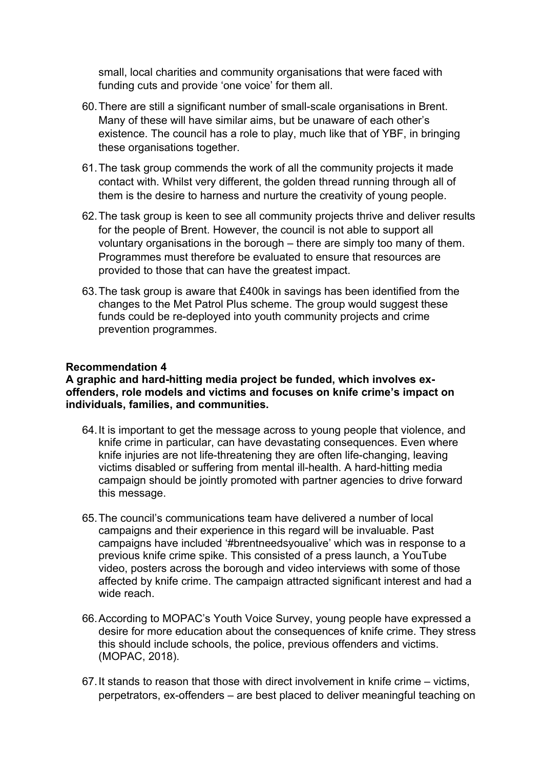small, local charities and community organisations that were faced with funding cuts and provide 'one voice' for them all.

60. There are still a significant number of small-scale organisations in Brent. Many of these will have similar aims, but be unaware of each other's existence. The council has a role to play, much like that of YBF, in bringing these organisations together.

61. The task group commends the work of all the community projects it made contact with. Whilst very different, the golden thread running through all of them is the desire to harness and nurture the creativity of young people.

62. The task group is keen to see all community projects thrive and deliver results for the people of Brent. However, the council is not able to support all voluntary organisations in the borough – there are simply too many of them. Programmes must therefore be evaluated to ensure that resources are provided to those that can have the greatest impact.

63. The task group is aware that £400k in savings has been identified from the changes to the Met Patrol Plus scheme. The group would suggest these funds could be re-deployed into youth community projects and crime prevention programmes.

**Recommendation 4**
**A graphic and hard-hitting media project be funded, which involves ex-offenders, role models and victims and focuses on knife crime's impact on individuals, families, and communities.**

64. It is important to get the message across to young people that violence, and knife crime in particular, can have devastating consequences. Even where knife injuries are not life-threatening they are often life-changing, leaving victims disabled or suffering from mental ill-health. A hard-hitting media campaign should be jointly promoted with partner agencies to drive forward this message.

65. The council's communications team have delivered a number of local campaigns and their experience in this regard will be invaluable. Past campaigns have included '#brentneedsyoualive' which was in response to a previous knife crime spike. This consisted of a press launch, a YouTube video, posters across the borough and video interviews with some of those affected by knife crime. The campaign attracted significant interest and had a wide reach.

66. According to MOPAC's Youth Voice Survey, young people have expressed a desire for more education about the consequences of knife crime. They stress this should include schools, the police, previous offenders and victims. (MOPAC, 2018).

67. It stands to reason that those with direct involvement in knife crime – victims, perpetrators, ex-offenders – are best placed to deliver meaningful teaching on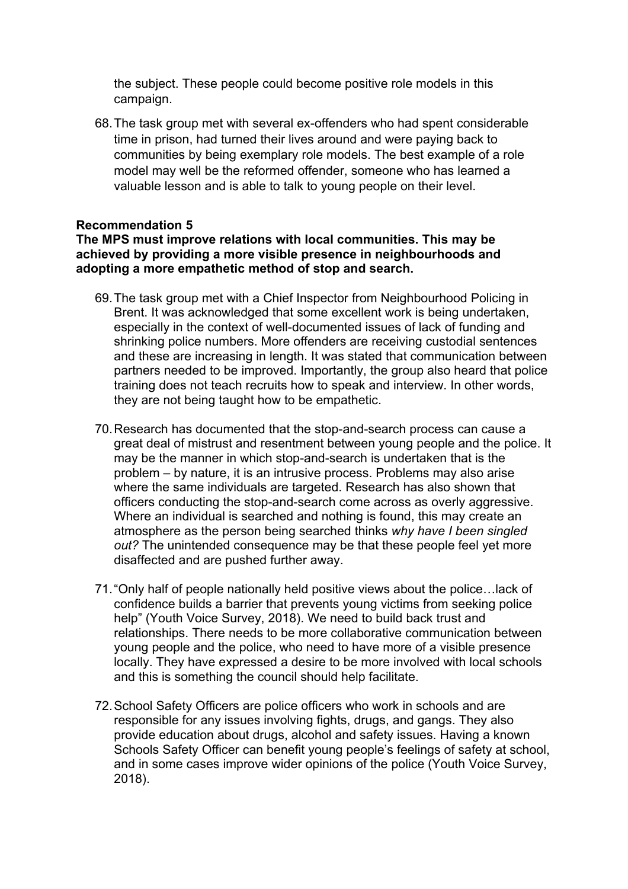the subject. These people could become positive role models in this campaign.

68. The task group met with several ex-offenders who had spent considerable time in prison, had turned their lives around and were paying back to communities by being exemplary role models. The best example of a role model may well be the reformed offender, someone who has learned a valuable lesson and is able to talk to young people on their level.

**Recommendation 5**
**The MPS must improve relations with local communities. This may be achieved by providing a more visible presence in neighbourhoods and adopting a more empathetic method of stop and search.**

69. The task group met with a Chief Inspector from Neighbourhood Policing in Brent. It was acknowledged that some excellent work is being undertaken, especially in the context of well-documented issues of lack of funding and shrinking police numbers. More offenders are receiving custodial sentences and these are increasing in length. It was stated that communication between partners needed to be improved. Importantly, the group also heard that police training does not teach recruits how to speak and interview. In other words, they are not being taught how to be empathetic.

70. Research has documented that the stop-and-search process can cause a great deal of mistrust and resentment between young people and the police. It may be the manner in which stop-and-search is undertaken that is the problem – by nature, it is an intrusive process. Problems may also arise where the same individuals are targeted. Research has also shown that officers conducting the stop-and-search come across as overly aggressive. Where an individual is searched and nothing is found, this may create an atmosphere as the person being searched thinks *why have I been singled out?* The unintended consequence may be that these people feel yet more disaffected and are pushed further away.

71. “Only half of people nationally held positive views about the police…lack of confidence builds a barrier that prevents young victims from seeking police help” (Youth Voice Survey, 2018). We need to build back trust and relationships. There needs to be more collaborative communication between young people and the police, who need to have more of a visible presence locally. They have expressed a desire to be more involved with local schools and this is something the council should help facilitate.

72. School Safety Officers are police officers who work in schools and are responsible for any issues involving fights, drugs, and gangs. They also provide education about drugs, alcohol and safety issues. Having a known Schools Safety Officer can benefit young people’s feelings of safety at school, and in some cases improve wider opinions of the police (Youth Voice Survey, 2018).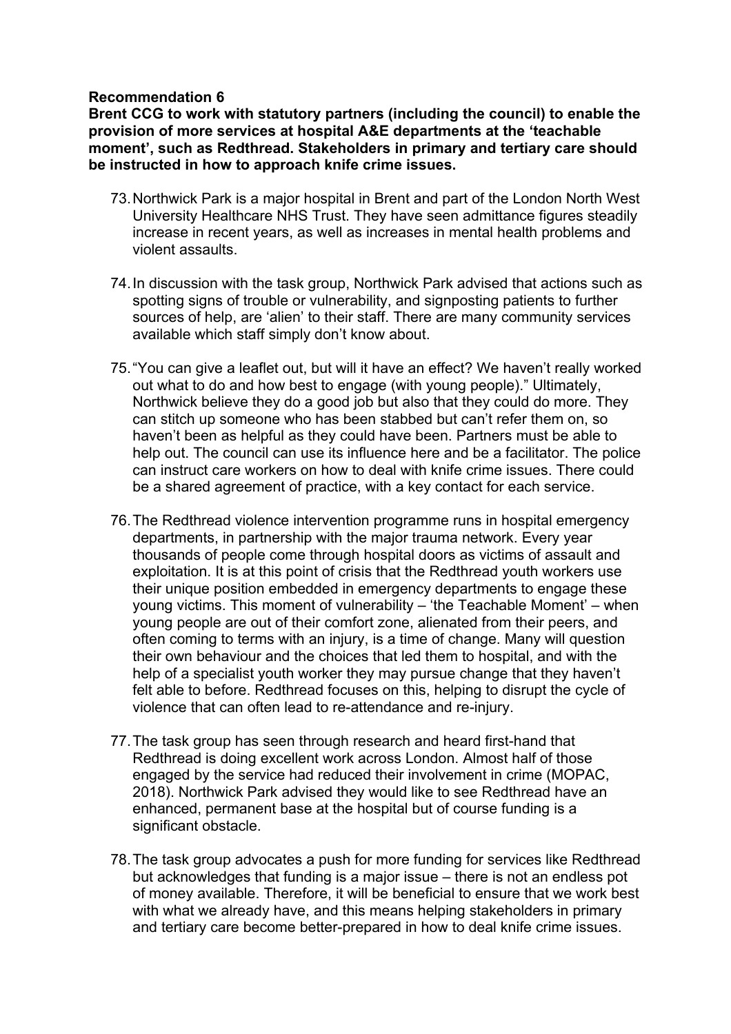**Recommendation 6**

**Brent CCG to work with statutory partners (including the council) to enable the provision of more services at hospital A&E departments at the 'teachable moment', such as Redthread. Stakeholders in primary and tertiary care should be instructed in how to approach knife crime issues.**

73. Northwick Park is a major hospital in Brent and part of the London North West University Healthcare NHS Trust. They have seen admittance figures steadily increase in recent years, as well as increases in mental health problems and violent assaults.

74. In discussion with the task group, Northwick Park advised that actions such as spotting signs of trouble or vulnerability, and signposting patients to further sources of help, are 'alien' to their staff. There are many community services available which staff simply don't know about.

75. "You can give a leaflet out, but will it have an effect? We haven't really worked out what to do and how best to engage (with young people)." Ultimately, Northwick believe they do a good job but also that they could do more. They can stitch up someone who has been stabbed but can't refer them on, so haven't been as helpful as they could have been. Partners must be able to help out. The council can use its influence here and be a facilitator. The police can instruct care workers on how to deal with knife crime issues. There could be a shared agreement of practice, with a key contact for each service.

76. The Redthread violence intervention programme runs in hospital emergency departments, in partnership with the major trauma network. Every year thousands of people come through hospital doors as victims of assault and exploitation. It is at this point of crisis that the Redthread youth workers use their unique position embedded in emergency departments to engage these young victims. This moment of vulnerability – 'the Teachable Moment' – when young people are out of their comfort zone, alienated from their peers, and often coming to terms with an injury, is a time of change. Many will question their own behaviour and the choices that led them to hospital, and with the help of a specialist youth worker they may pursue change that they haven't felt able to before. Redthread focuses on this, helping to disrupt the cycle of violence that can often lead to re-attendance and re-injury.

77. The task group has seen through research and heard first-hand that Redthread is doing excellent work across London. Almost half of those engaged by the service had reduced their involvement in crime (MOPAC, 2018). Northwick Park advised they would like to see Redthread have an enhanced, permanent base at the hospital but of course funding is a significant obstacle.

78. The task group advocates a push for more funding for services like Redthread but acknowledges that funding is a major issue – there is not an endless pot of money available. Therefore, it will be beneficial to ensure that we work best with what we already have, and this means helping stakeholders in primary and tertiary care become better-prepared in how to deal knife crime issues.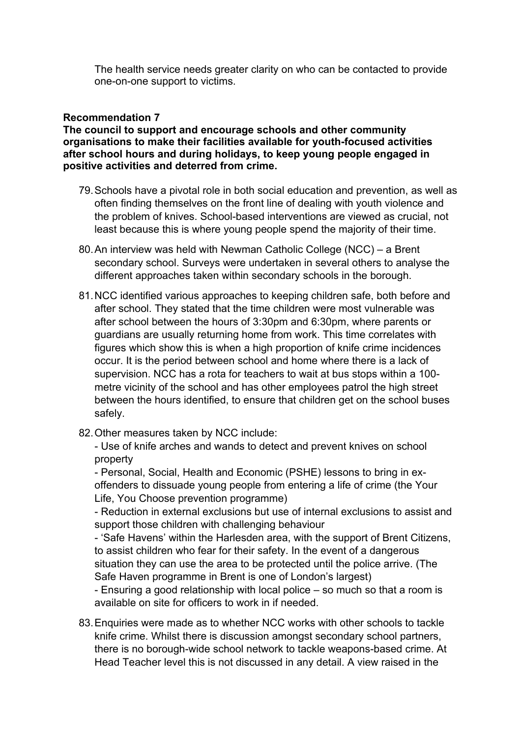The health service needs greater clarity on who can be contacted to provide one-on-one support to victims.

**Recommendation 7**
**The council to support and encourage schools and other community organisations to make their facilities available for youth-focused activities after school hours and during holidays, to keep young people engaged in positive activities and deterred from crime.**

79. Schools have a pivotal role in both social education and prevention, as well as often finding themselves on the front line of dealing with youth violence and the problem of knives. School-based interventions are viewed as crucial, not least because this is where young people spend the majority of their time.

80. An interview was held with Newman Catholic College (NCC) – a Brent secondary school. Surveys were undertaken in several others to analyse the different approaches taken within secondary schools in the borough.

81. NCC identified various approaches to keeping children safe, both before and after school. They stated that the time children were most vulnerable was after school between the hours of 3:30pm and 6:30pm, where parents or guardians are usually returning home from work. This time correlates with figures which show this is when a high proportion of knife crime incidences occur. It is the period between school and home where there is a lack of supervision. NCC has a rota for teachers to wait at bus stops within a 100-metre vicinity of the school and has other employees patrol the high street between the hours identified, to ensure that children get on the school buses safely.

82. Other measures taken by NCC include:
   - Use of knife arches and wands to detect and prevent knives on school property
   - Personal, Social, Health and Economic (PSHE) lessons to bring in ex-offenders to dissuade young people from entering a life of crime (the Your Life, You Choose prevention programme)
   - Reduction in external exclusions but use of internal exclusions to assist and support those children with challenging behaviour
   - 'Safe Havens' within the Harlesden area, with the support of Brent Citizens, to assist children who fear for their safety. In the event of a dangerous situation they can use the area to be protected until the police arrive. (The Safe Haven programme in Brent is one of London's largest)
   - Ensuring a good relationship with local police – so much so that a room is available on site for officers to work in if needed.

83. Enquiries were made as to whether NCC works with other schools to tackle knife crime. Whilst there is discussion amongst secondary school partners, there is no borough-wide school network to tackle weapons-based crime. At Head Teacher level this is not discussed in any detail. A view raised in the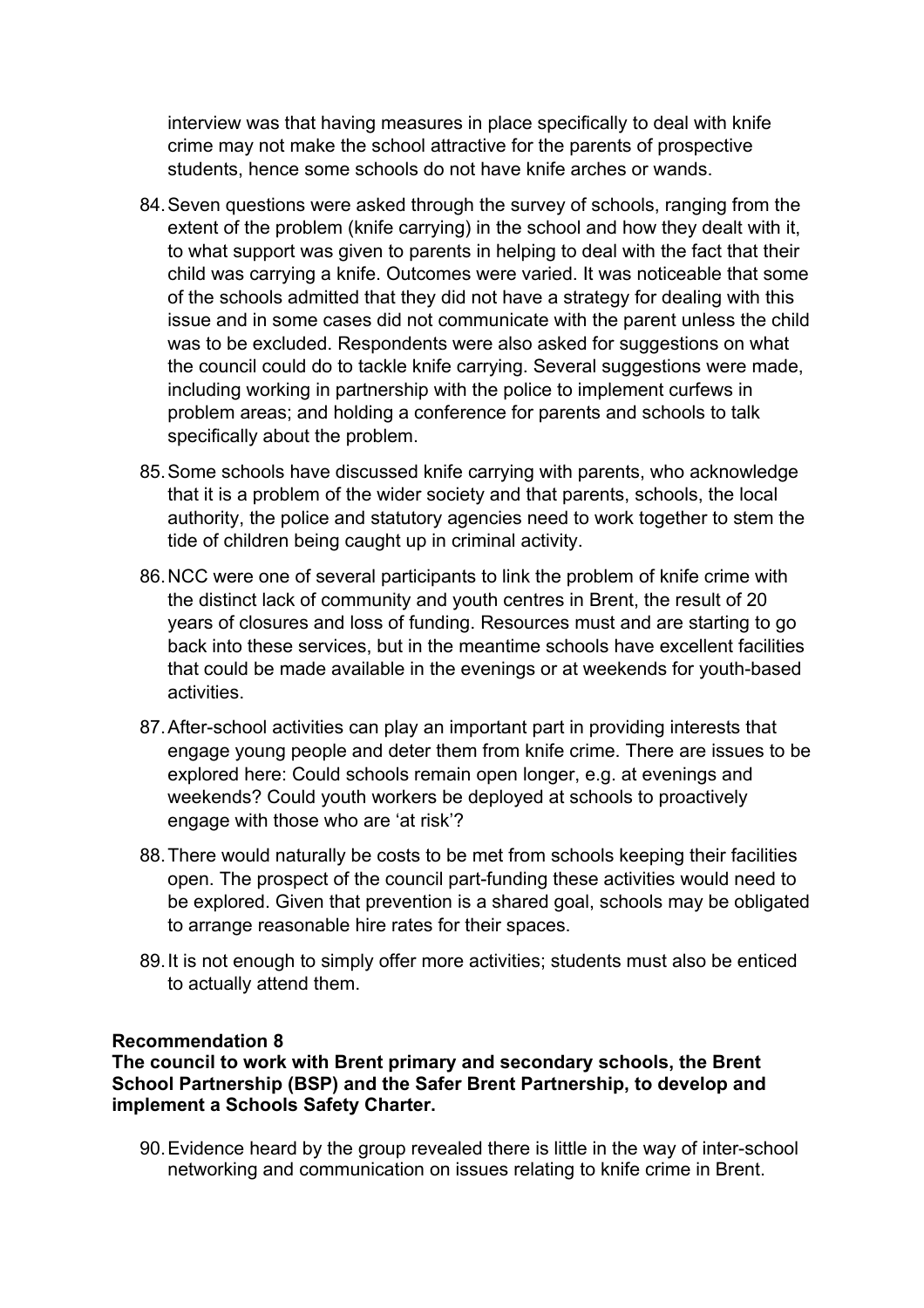interview was that having measures in place specifically to deal with knife crime may not make the school attractive for the parents of prospective students, hence some schools do not have knife arches or wands.

84. Seven questions were asked through the survey of schools, ranging from the extent of the problem (knife carrying) in the school and how they dealt with it, to what support was given to parents in helping to deal with the fact that their child was carrying a knife. Outcomes were varied. It was noticeable that some of the schools admitted that they did not have a strategy for dealing with this issue and in some cases did not communicate with the parent unless the child was to be excluded. Respondents were also asked for suggestions on what the council could do to tackle knife carrying. Several suggestions were made, including working in partnership with the police to implement curfews in problem areas; and holding a conference for parents and schools to talk specifically about the problem.

85. Some schools have discussed knife carrying with parents, who acknowledge that it is a problem of the wider society and that parents, schools, the local authority, the police and statutory agencies need to work together to stem the tide of children being caught up in criminal activity.

86. NCC were one of several participants to link the problem of knife crime with the distinct lack of community and youth centres in Brent, the result of 20 years of closures and loss of funding. Resources must and are starting to go back into these services, but in the meantime schools have excellent facilities that could be made available in the evenings or at weekends for youth-based activities.

87. After-school activities can play an important part in providing interests that engage young people and deter them from knife crime. There are issues to be explored here: Could schools remain open longer, e.g. at evenings and weekends? Could youth workers be deployed at schools to proactively engage with those who are 'at risk'?

88. There would naturally be costs to be met from schools keeping their facilities open. The prospect of the council part-funding these activities would need to be explored. Given that prevention is a shared goal, schools may be obligated to arrange reasonable hire rates for their spaces.

89. It is not enough to simply offer more activities; students must also be enticed to actually attend them.

**Recommendation 8**
**The council to work with Brent primary and secondary schools, the Brent School Partnership (BSP) and the Safer Brent Partnership, to develop and implement a Schools Safety Charter.**

90. Evidence heard by the group revealed there is little in the way of inter-school networking and communication on issues relating to knife crime in Brent.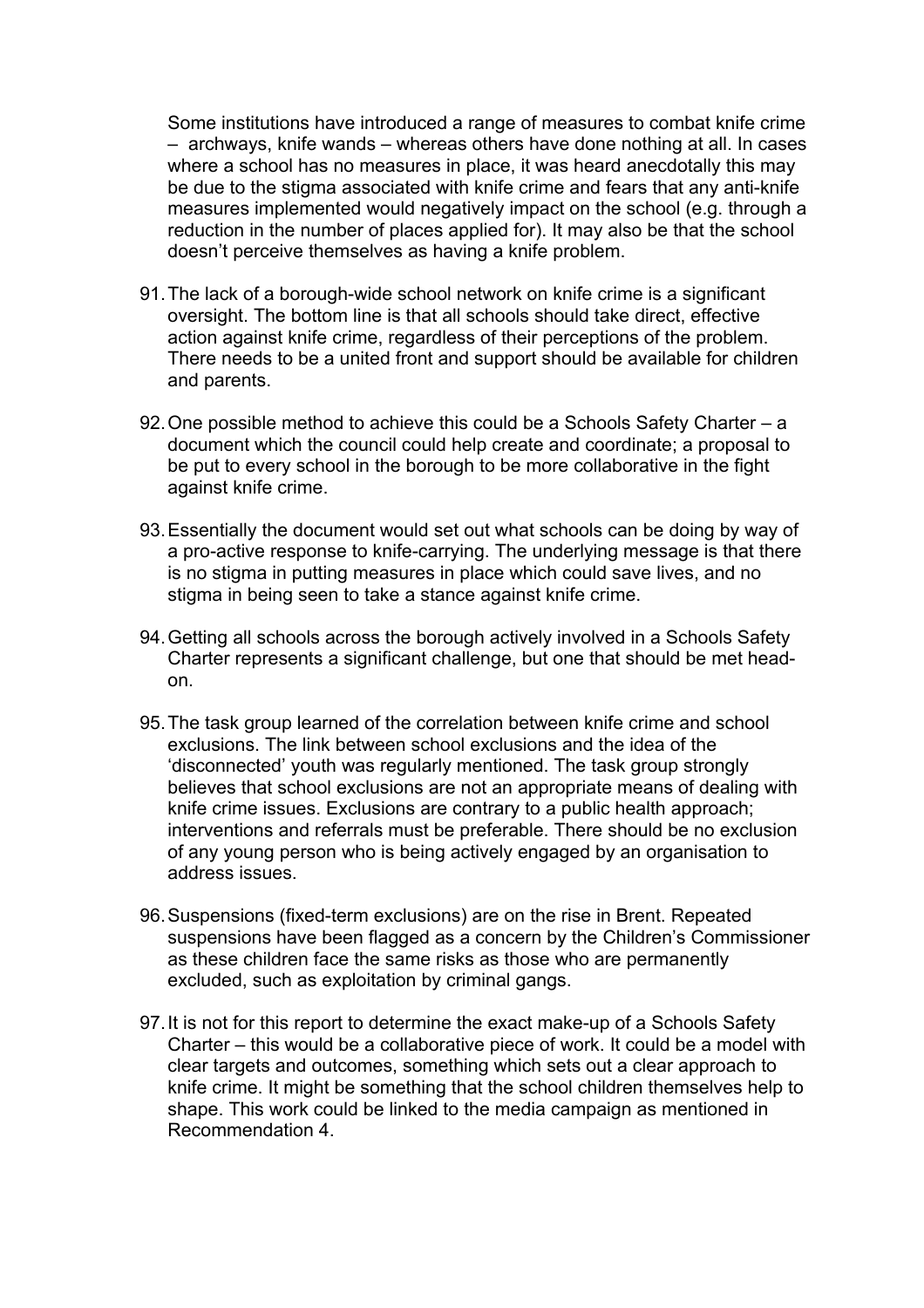Some institutions have introduced a range of measures to combat knife crime – archways, knife wands – whereas others have done nothing at all. In cases where a school has no measures in place, it was heard anecdotally this may be due to the stigma associated with knife crime and fears that any anti-knife measures implemented would negatively impact on the school (e.g. through a reduction in the number of places applied for). It may also be that the school doesn't perceive themselves as having a knife problem.

91. The lack of a borough-wide school network on knife crime is a significant oversight. The bottom line is that all schools should take direct, effective action against knife crime, regardless of their perceptions of the problem. There needs to be a united front and support should be available for children and parents.

92. One possible method to achieve this could be a Schools Safety Charter – a document which the council could help create and coordinate; a proposal to be put to every school in the borough to be more collaborative in the fight against knife crime.

93. Essentially the document would set out what schools can be doing by way of a pro-active response to knife-carrying. The underlying message is that there is no stigma in putting measures in place which could save lives, and no stigma in being seen to take a stance against knife crime.

94. Getting all schools across the borough actively involved in a Schools Safety Charter represents a significant challenge, but one that should be met head-on.

95. The task group learned of the correlation between knife crime and school exclusions. The link between school exclusions and the idea of the 'disconnected' youth was regularly mentioned. The task group strongly believes that school exclusions are not an appropriate means of dealing with knife crime issues. Exclusions are contrary to a public health approach; interventions and referrals must be preferable. There should be no exclusion of any young person who is being actively engaged by an organisation to address issues.

96. Suspensions (fixed-term exclusions) are on the rise in Brent. Repeated suspensions have been flagged as a concern by the Children's Commissioner as these children face the same risks as those who are permanently excluded, such as exploitation by criminal gangs.

97. It is not for this report to determine the exact make-up of a Schools Safety Charter – this would be a collaborative piece of work. It could be a model with clear targets and outcomes, something which sets out a clear approach to knife crime. It might be something that the school children themselves help to shape. This work could be linked to the media campaign as mentioned in Recommendation 4.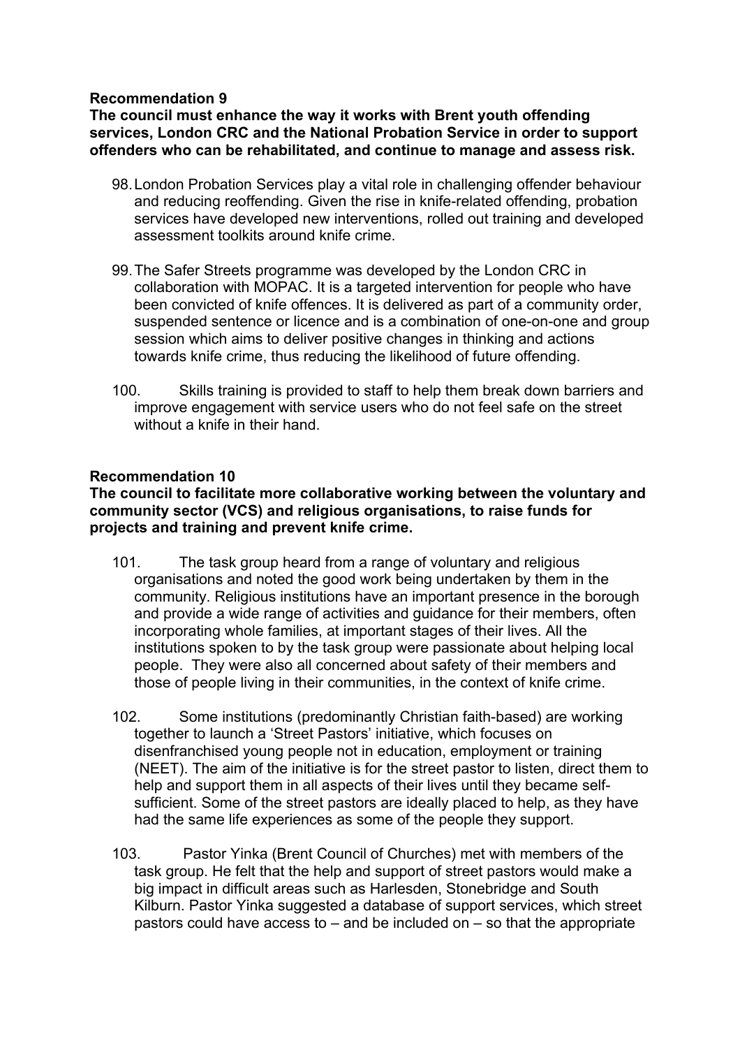**Recommendation 9**
**The council must enhance the way it works with Brent youth offending services, London CRC and the National Probation Service in order to support offenders who can be rehabilitated, and continue to manage and assess risk.**

98. London Probation Services play a vital role in challenging offender behaviour and reducing reoffending. Given the rise in knife-related offending, probation services have developed new interventions, rolled out training and developed assessment toolkits around knife crime.

99. The Safer Streets programme was developed by the London CRC in collaboration with MOPAC. It is a targeted intervention for people who have been convicted of knife offences. It is delivered as part of a community order, suspended sentence or licence and is a combination of one-on-one and group session which aims to deliver positive changes in thinking and actions towards knife crime, thus reducing the likelihood of future offending.

100. Skills training is provided to staff to help them break down barriers and improve engagement with service users who do not feel safe on the street without a knife in their hand.

**Recommendation 10**
**The council to facilitate more collaborative working between the voluntary and community sector (VCS) and religious organisations, to raise funds for projects and training and prevent knife crime.**

101. The task group heard from a range of voluntary and religious organisations and noted the good work being undertaken by them in the community. Religious institutions have an important presence in the borough and provide a wide range of activities and guidance for their members, often incorporating whole families, at important stages of their lives. All the institutions spoken to by the task group were passionate about helping local people. They were also all concerned about safety of their members and those of people living in their communities, in the context of knife crime.

102. Some institutions (predominantly Christian faith-based) are working together to launch a 'Street Pastors' initiative, which focuses on disenfranchised young people not in education, employment or training (NEET). The aim of the initiative is for the street pastor to listen, direct them to help and support them in all aspects of their lives until they became self-sufficient. Some of the street pastors are ideally placed to help, as they have had the same life experiences as some of the people they support.

103. Pastor Yinka (Brent Council of Churches) met with members of the task group. He felt that the help and support of street pastors would make a big impact in difficult areas such as Harlesden, Stonebridge and South Kilburn. Pastor Yinka suggested a database of support services, which street pastors could have access to – and be included on – so that the appropriate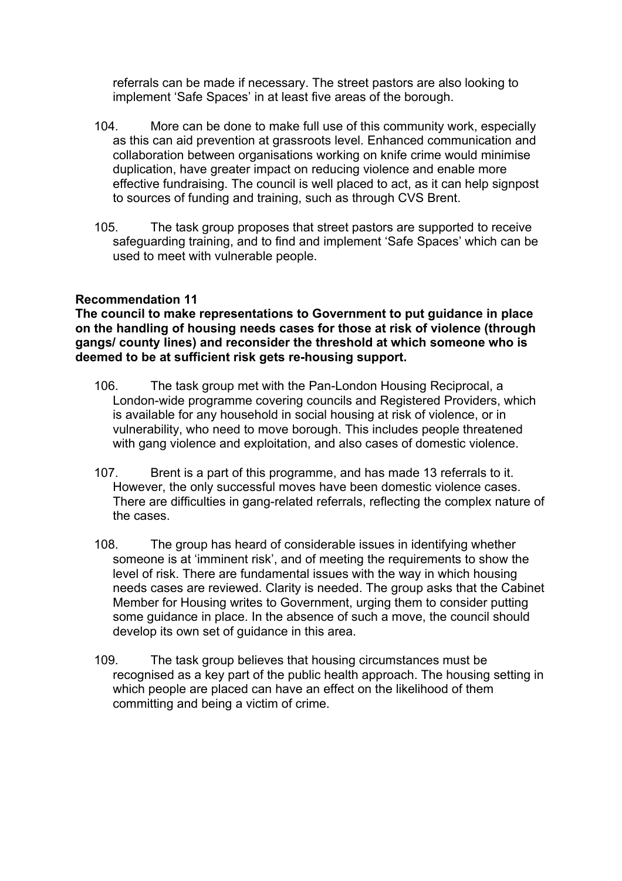referrals can be made if necessary. The street pastors are also looking to implement 'Safe Spaces' in at least five areas of the borough.

104. More can be done to make full use of this community work, especially as this can aid prevention at grassroots level. Enhanced communication and collaboration between organisations working on knife crime would minimise duplication, have greater impact on reducing violence and enable more effective fundraising. The council is well placed to act, as it can help signpost to sources of funding and training, such as through CVS Brent.

105. The task group proposes that street pastors are supported to receive safeguarding training, and to find and implement 'Safe Spaces' which can be used to meet with vulnerable people.

**Recommendation 11**
**The council to make representations to Government to put guidance in place on the handling of housing needs cases for those at risk of violence (through gangs/ county lines) and reconsider the threshold at which someone who is deemed to be at sufficient risk gets re-housing support.**

106. The task group met with the Pan-London Housing Reciprocal, a London-wide programme covering councils and Registered Providers, which is available for any household in social housing at risk of violence, or in vulnerability, who need to move borough. This includes people threatened with gang violence and exploitation, and also cases of domestic violence.

107. Brent is a part of this programme, and has made 13 referrals to it. However, the only successful moves have been domestic violence cases. There are difficulties in gang-related referrals, reflecting the complex nature of the cases.

108. The group has heard of considerable issues in identifying whether someone is at 'imminent risk', and of meeting the requirements to show the level of risk. There are fundamental issues with the way in which housing needs cases are reviewed. Clarity is needed. The group asks that the Cabinet Member for Housing writes to Government, urging them to consider putting some guidance in place. In the absence of such a move, the council should develop its own set of guidance in this area.

109. The task group believes that housing circumstances must be recognised as a key part of the public health approach. The housing setting in which people are placed can have an effect on the likelihood of them committing and being a victim of crime.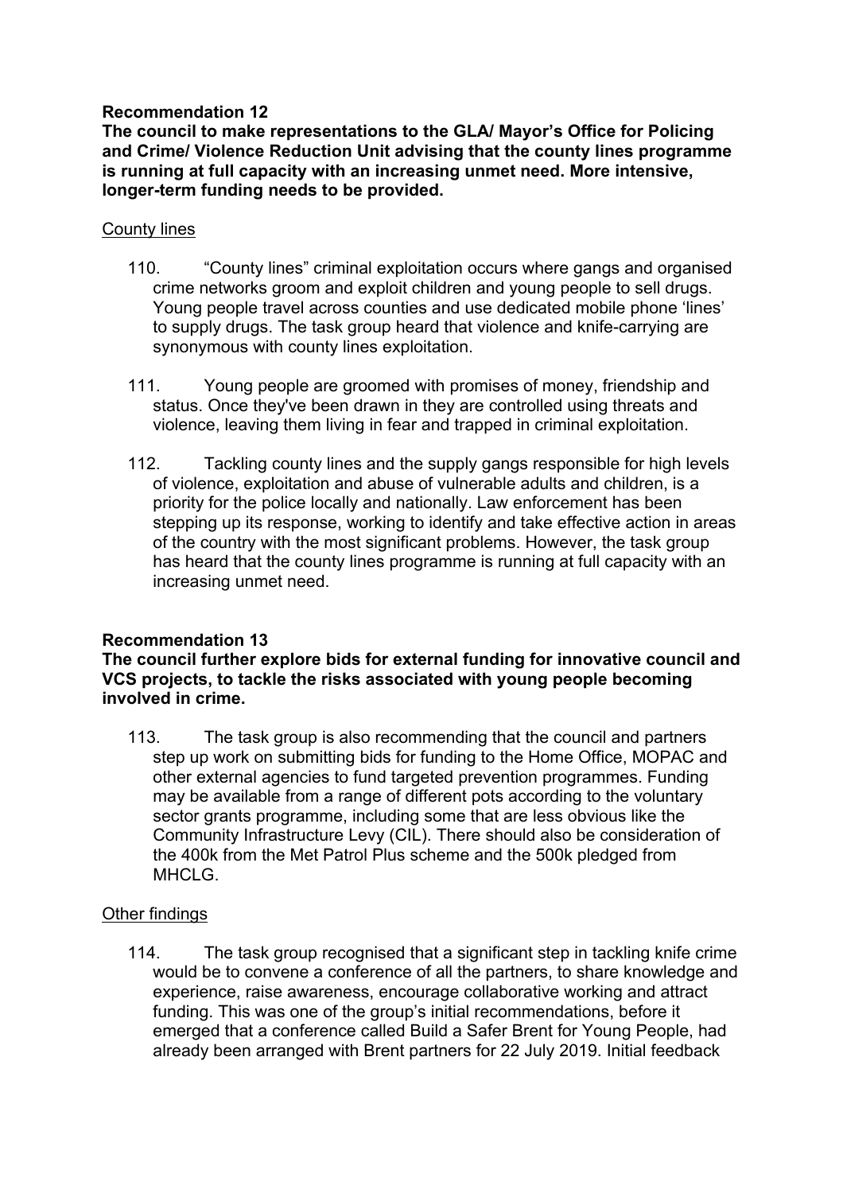**Recommendation 12**
**The council to make representations to the GLA/ Mayor's Office for Policing and Crime/ Violence Reduction Unit advising that the county lines programme is running at full capacity with an increasing unmet need. More intensive, longer-term funding needs to be provided.**

<u>County lines</u>

110. "County lines" criminal exploitation occurs where gangs and organised crime networks groom and exploit children and young people to sell drugs. Young people travel across counties and use dedicated mobile phone 'lines' to supply drugs. The task group heard that violence and knife-carrying are synonymous with county lines exploitation.

111. Young people are groomed with promises of money, friendship and status. Once they've been drawn in they are controlled using threats and violence, leaving them living in fear and trapped in criminal exploitation.

112. Tackling county lines and the supply gangs responsible for high levels of violence, exploitation and abuse of vulnerable adults and children, is a priority for the police locally and nationally. Law enforcement has been stepping up its response, working to identify and take effective action in areas of the country with the most significant problems. However, the task group has heard that the county lines programme is running at full capacity with an increasing unmet need.

**Recommendation 13**
**The council further explore bids for external funding for innovative council and VCS projects, to tackle the risks associated with young people becoming involved in crime.**

113. The task group is also recommending that the council and partners step up work on submitting bids for funding to the Home Office, MOPAC and other external agencies to fund targeted prevention programmes. Funding may be available from a range of different pots according to the voluntary sector grants programme, including some that are less obvious like the Community Infrastructure Levy (CIL). There should also be consideration of the 400k from the Met Patrol Plus scheme and the 500k pledged from MHCLG.

<u>Other findings</u>

114. The task group recognised that a significant step in tackling knife crime would be to convene a conference of all the partners, to share knowledge and experience, raise awareness, encourage collaborative working and attract funding. This was one of the group's initial recommendations, before it emerged that a conference called Build a Safer Brent for Young People, had already been arranged with Brent partners for 22 July 2019. Initial feedback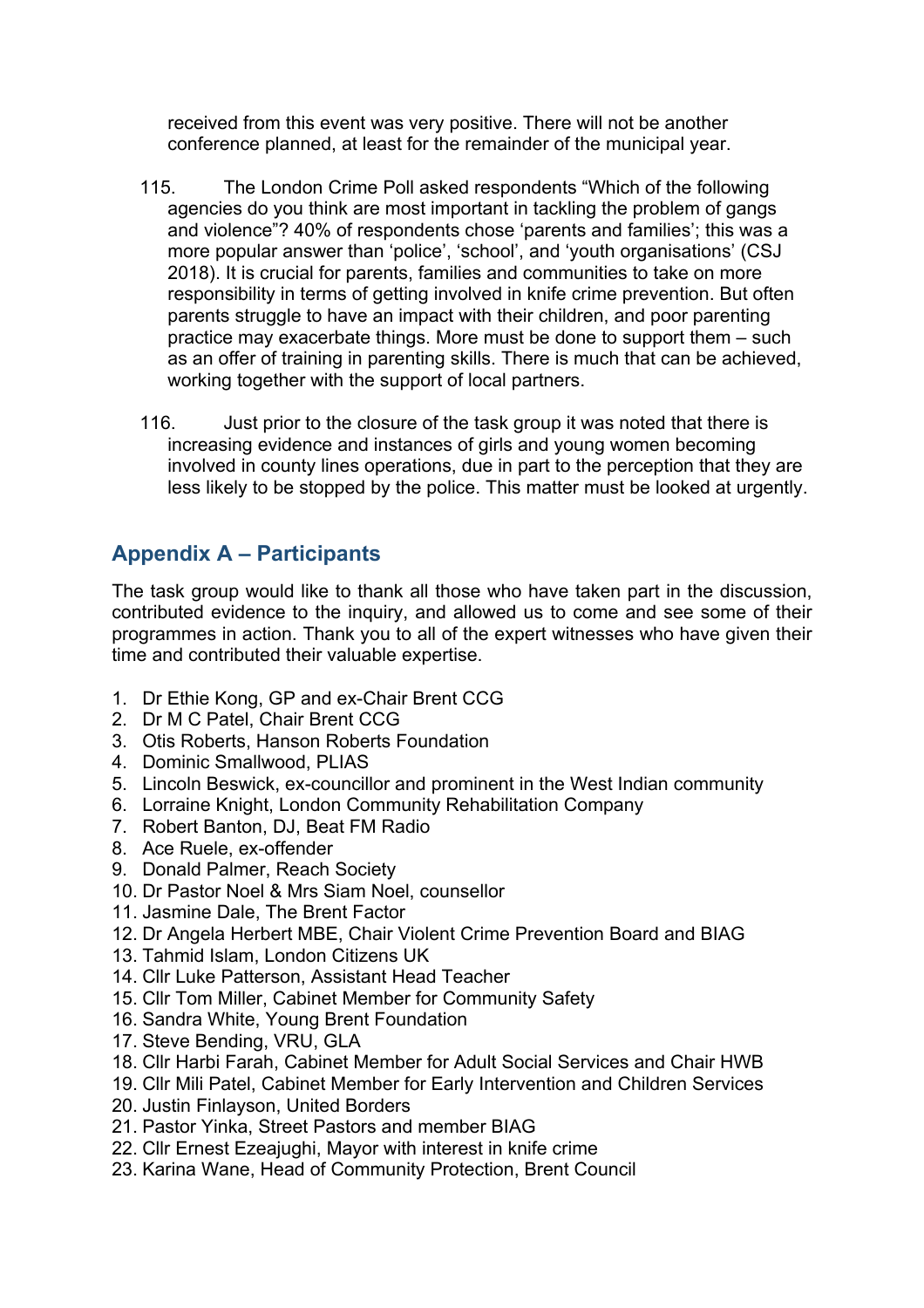received from this event was very positive. There will not be another conference planned, at least for the remainder of the municipal year.

115. The London Crime Poll asked respondents "Which of the following agencies do you think are most important in tackling the problem of gangs and violence"? 40% of respondents chose 'parents and families'; this was a more popular answer than 'police', 'school', and 'youth organisations' (CSJ 2018). It is crucial for parents, families and communities to take on more responsibility in terms of getting involved in knife crime prevention. But often parents struggle to have an impact with their children, and poor parenting practice may exacerbate things. More must be done to support them – such as an offer of training in parenting skills. There is much that can be achieved, working together with the support of local partners.

116. Just prior to the closure of the task group it was noted that there is increasing evidence and instances of girls and young women becoming involved in county lines operations, due in part to the perception that they are less likely to be stopped by the police. This matter must be looked at urgently.

## Appendix A – Participants

The task group would like to thank all those who have taken part in the discussion, contributed evidence to the inquiry, and allowed us to come and see some of their programmes in action. Thank you to all of the expert witnesses who have given their time and contributed their valuable expertise.

1. Dr Ethie Kong, GP and ex-Chair Brent CCG
2. Dr M C Patel, Chair Brent CCG
3. Otis Roberts, Hanson Roberts Foundation
4. Dominic Smallwood, PLIAS
5. Lincoln Beswick, ex-councillor and prominent in the West Indian community
6. Lorraine Knight, London Community Rehabilitation Company
7. Robert Banton, DJ, Beat FM Radio
8. Ace Ruele, ex-offender
9. Donald Palmer, Reach Society
10. Dr Pastor Noel & Mrs Siam Noel, counsellor
11. Jasmine Dale, The Brent Factor
12. Dr Angela Herbert MBE, Chair Violent Crime Prevention Board and BIAG
13. Tahmid Islam, London Citizens UK
14. Cllr Luke Patterson, Assistant Head Teacher
15. Cllr Tom Miller, Cabinet Member for Community Safety
16. Sandra White, Young Brent Foundation
17. Steve Bending, VRU, GLA
18. Cllr Harbi Farah, Cabinet Member for Adult Social Services and Chair HWB
19. Cllr Mili Patel, Cabinet Member for Early Intervention and Children Services
20. Justin Finlayson, United Borders
21. Pastor Yinka, Street Pastors and member BIAG
22. Cllr Ernest Ezeajughi, Mayor with interest in knife crime
23. Karina Wane, Head of Community Protection, Brent Council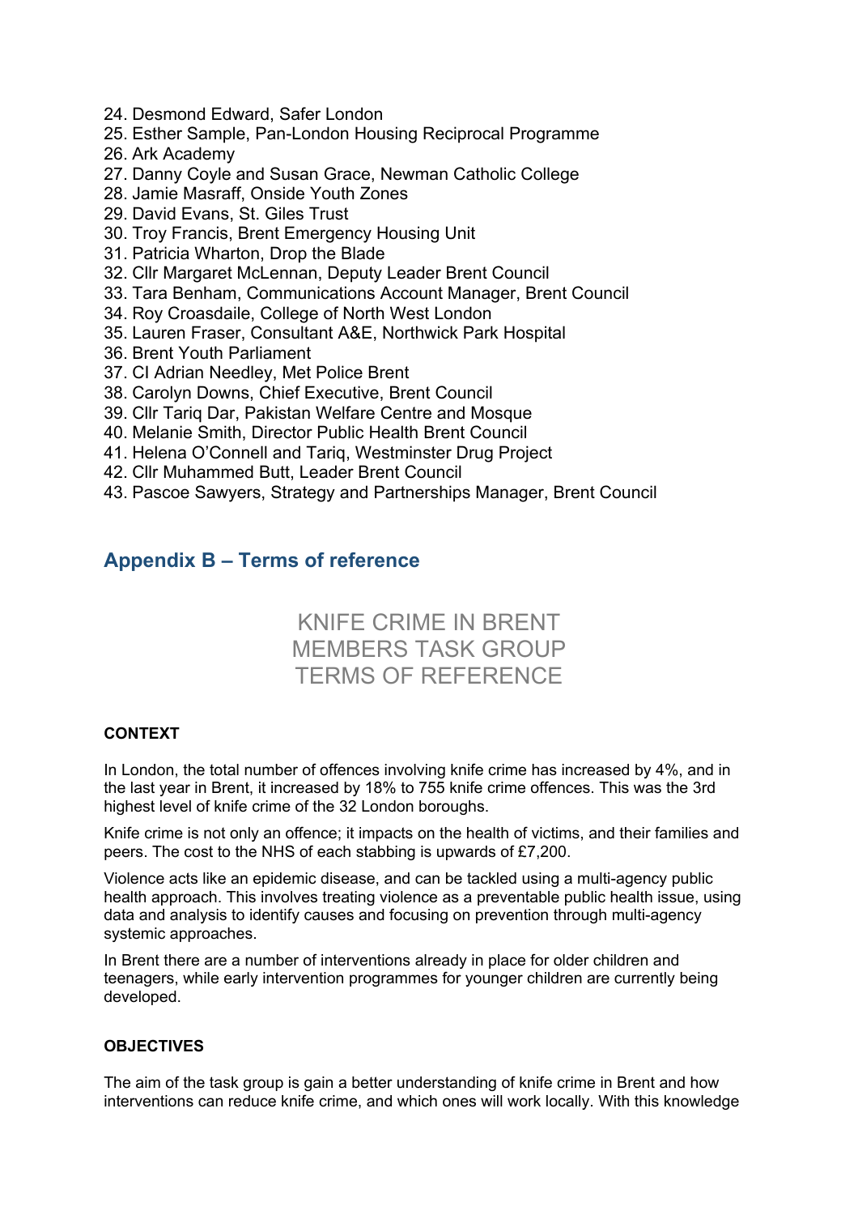24. Desmond Edward, Safer London
25. Esther Sample, Pan-London Housing Reciprocal Programme
26. Ark Academy
27. Danny Coyle and Susan Grace, Newman Catholic College
28. Jamie Masraff, Onside Youth Zones
29. David Evans, St. Giles Trust
30. Troy Francis, Brent Emergency Housing Unit
31. Patricia Wharton, Drop the Blade
32. Cllr Margaret McLennan, Deputy Leader Brent Council
33. Tara Benham, Communications Account Manager, Brent Council
34. Roy Croasdaile, College of North West London
35. Lauren Fraser, Consultant A&E, Northwick Park Hospital
36. Brent Youth Parliament
37. CI Adrian Needley, Met Police Brent
38. Carolyn Downs, Chief Executive, Brent Council
39. Cllr Tariq Dar, Pakistan Welfare Centre and Mosque
40. Melanie Smith, Director Public Health Brent Council
41. Helena O'Connell and Tariq, Westminster Drug Project
42. Cllr Muhammed Butt, Leader Brent Council
43. Pascoe Sawyers, Strategy and Partnerships Manager, Brent Council

## Appendix B – Terms of reference

### KNIFE CRIME IN BRENT MEMBERS TASK GROUP TERMS OF REFERENCE

**CONTEXT**

In London, the total number of offences involving knife crime has increased by 4%, and in the last year in Brent, it increased by 18% to 755 knife crime offences. This was the 3rd highest level of knife crime of the 32 London boroughs.

Knife crime is not only an offence; it impacts on the health of victims, and their families and peers. The cost to the NHS of each stabbing is upwards of £7,200.

Violence acts like an epidemic disease, and can be tackled using a multi-agency public health approach. This involves treating violence as a preventable public health issue, using data and analysis to identify causes and focusing on prevention through multi-agency systemic approaches.

In Brent there are a number of interventions already in place for older children and teenagers, while early intervention programmes for younger children are currently being developed.

**OBJECTIVES**

The aim of the task group is gain a better understanding of knife crime in Brent and how interventions can reduce knife crime, and which ones will work locally. With this knowledge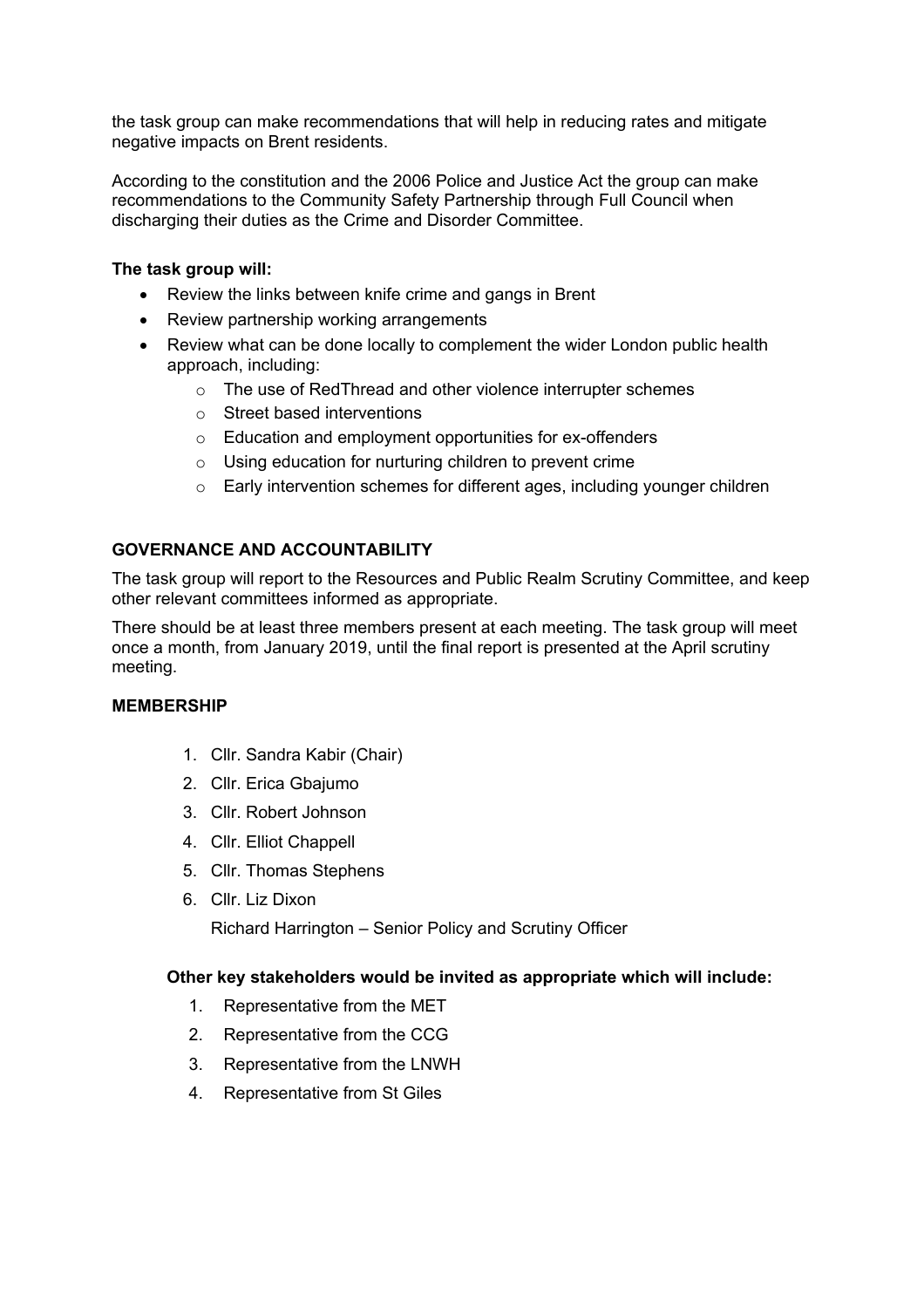the task group can make recommendations that will help in reducing rates and mitigate negative impacts on Brent residents.

According to the constitution and the 2006 Police and Justice Act the group can make recommendations to the Community Safety Partnership through Full Council when discharging their duties as the Crime and Disorder Committee.

**The task group will:**

- Review the links between knife crime and gangs in Brent
- Review partnership working arrangements
- Review what can be done locally to complement the wider London public health approach, including:
  - The use of RedThread and other violence interrupter schemes
  - Street based interventions
  - Education and employment opportunities for ex-offenders
  - Using education for nurturing children to prevent crime
  - Early intervention schemes for different ages, including younger children

## GOVERNANCE AND ACCOUNTABILITY

The task group will report to the Resources and Public Realm Scrutiny Committee, and keep other relevant committees informed as appropriate.

There should be at least three members present at each meeting. The task group will meet once a month, from January 2019, until the final report is presented at the April scrutiny meeting.

## MEMBERSHIP

1. Cllr. Sandra Kabir (Chair)
2. Cllr. Erica Gbajumo
3. Cllr. Robert Johnson
4. Cllr. Elliot Chappell
5. Cllr. Thomas Stephens
6. Cllr. Liz Dixon

Richard Harrington – Senior Policy and Scrutiny Officer

**Other key stakeholders would be invited as appropriate which will include:**

1. Representative from the MET
2. Representative from the CCG
3. Representative from the LNWH
4. Representative from St Giles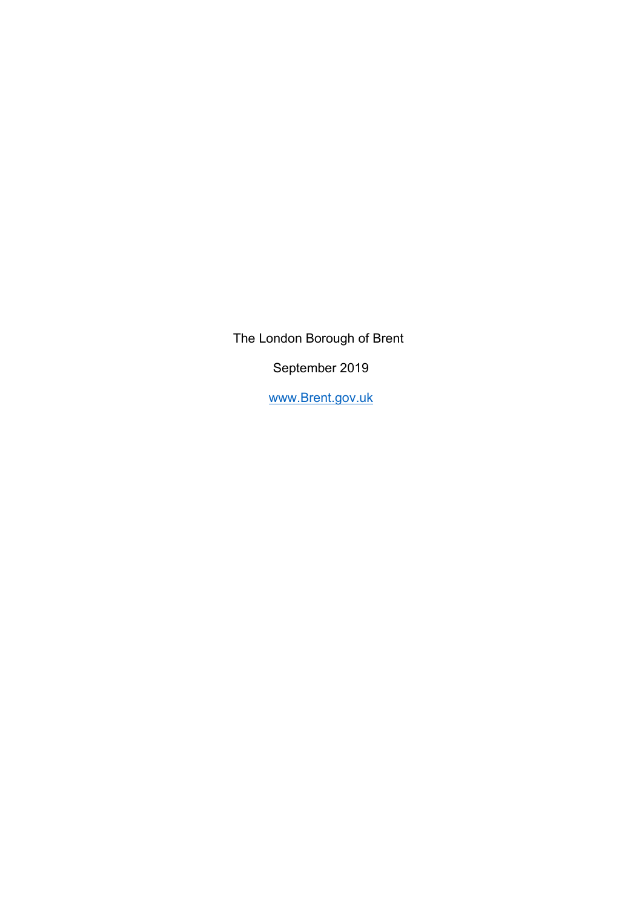The London Borough of Brent

September 2019

[www.Brent.gov.uk](http://www.Brent.gov.uk)